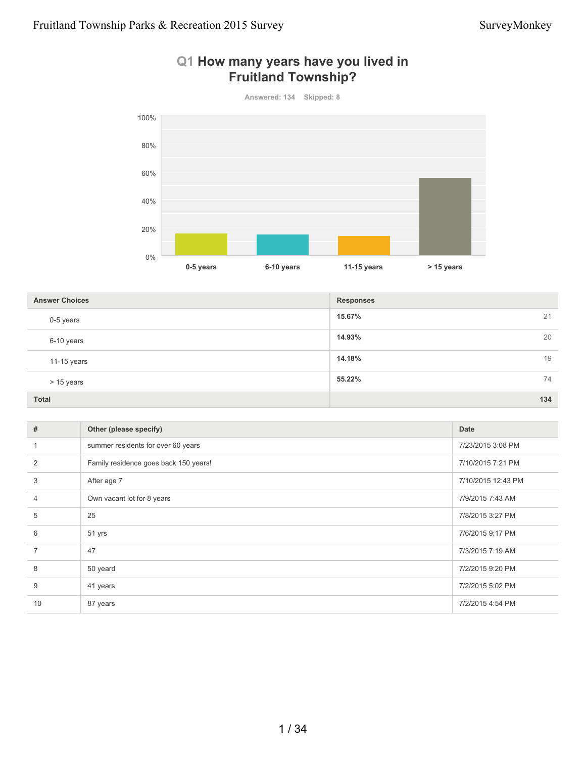## Q1 How many years have you lived in Fruitland Township?

Answered: 134 Skipped: 8

| Answer Choices | Responses | |
|---|---|---|
| 0-5 years | 15.67% | 21 |
| 6-10 years | 14.93% | 20 |
| 11-15 years | 14.18% | 19 |
| > 15 years | 55.22% | 74 |
| Total | | 134 |

| # | Other (please specify) | Date |
|---|---|---|
| 1 | summer residents for over 60 years | 7/23/2015 3:08 PM |
| 2 | Family residence goes back 150 years! | 7/10/2015 7:21 PM |
| 3 | After age 7 | 7/10/2015 12:43 PM |
| 4 | Own vacant lot for 8 years | 7/9/2015 7:43 AM |
| 5 | 25 | 7/8/2015 3:27 PM |
| 6 | 51 yrs | 7/6/2015 9:17 PM |
| 7 | 47 | 7/3/2015 7:19 AM |
| 8 | 50 yeard | 7/2/2015 9:20 PM |
| 9 | 41 years | 7/2/2015 5:02 PM |
| 10 | 87 years | 7/2/2015 4:54 PM |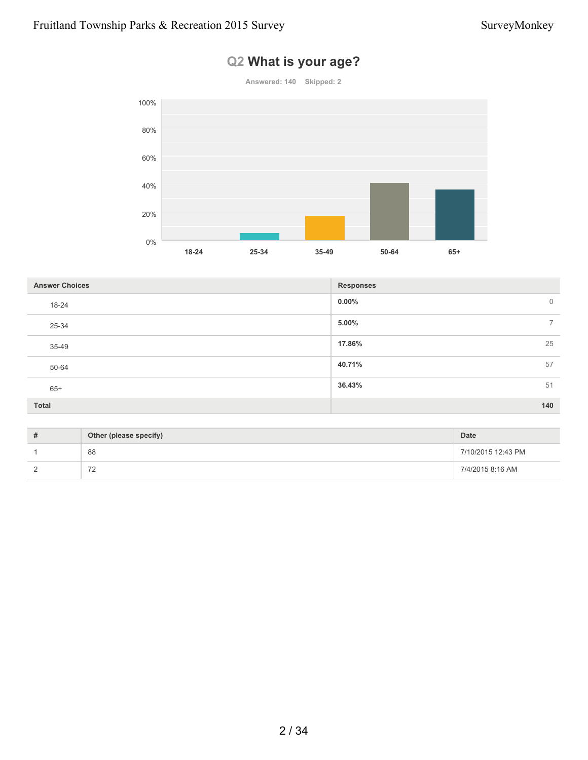## Q2 What is your age?

Answered: 140 Skipped: 2

| Answer Choices | Responses | |
|---|---|---|
| 18-24 | 0.00% | 0 |
| 25-34 | 5.00% | 7 |
| 35-49 | 17.86% | 25 |
| 50-64 | 40.71% | 57 |
| 65+ | 36.43% | 51 |
| **Total** | | **140** |

| # | Other (please specify) | Date |
|---|---|---|
| 1 | 88 | 7/10/2015 12:43 PM |
| 2 | 72 | 7/4/2015 8:16 AM |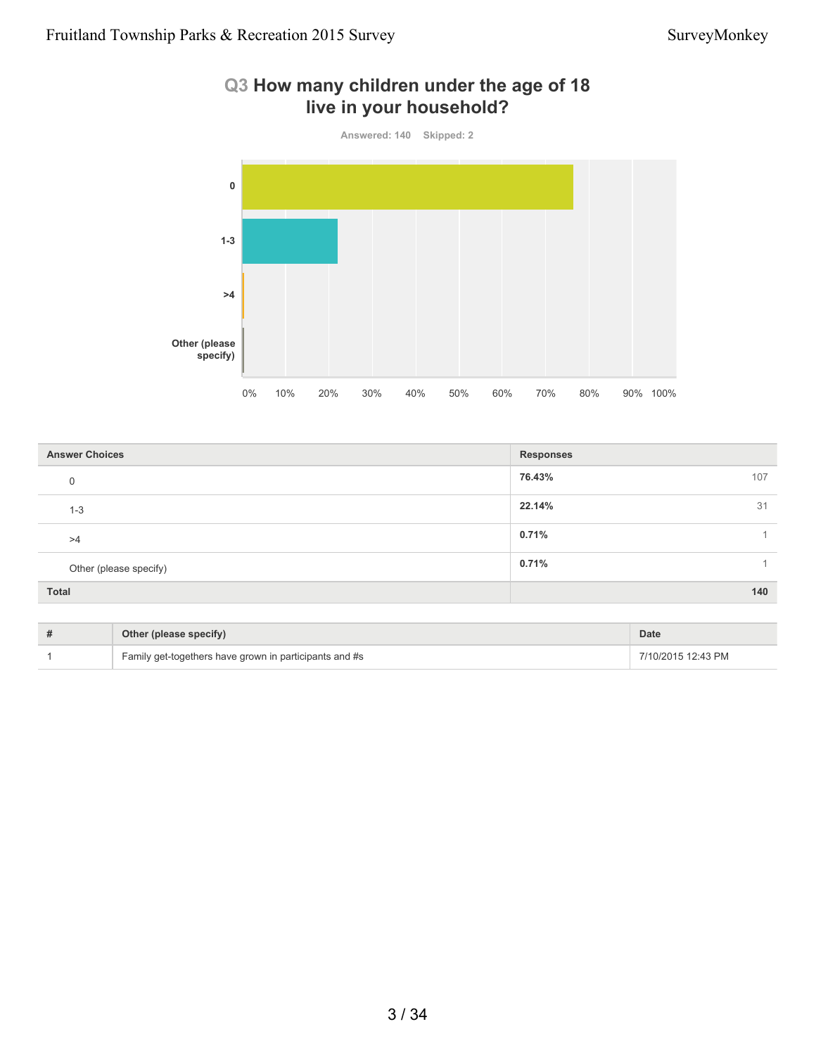## Q3 How many children under the age of 18 live in your household?

Answered: 140 Skipped: 2

| Answer Choices | Responses | |
|---|---|---|
| 0 | 76.43% | 107 |
| 1-3 | 22.14% | 31 |
| >4 | 0.71% | 1 |
| Other (please specify) | 0.71% | 1 |
| **Total** | | **140** |

| # | Other (please specify) | Date |
|---|---|---|
| 1 | Family get-togethers have grown in participants and #s | 7/10/2015 12:43 PM |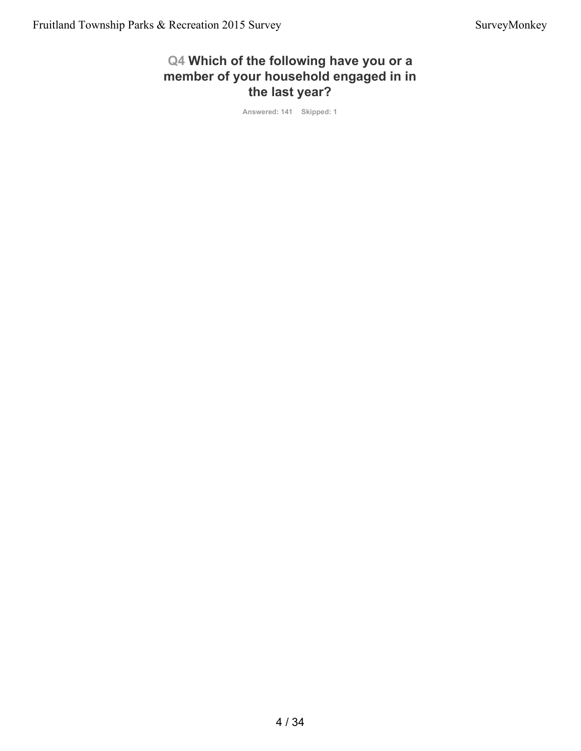## Q4 Which of the following have you or a member of your household engaged in in the last year?

Answered: 141 Skipped: 1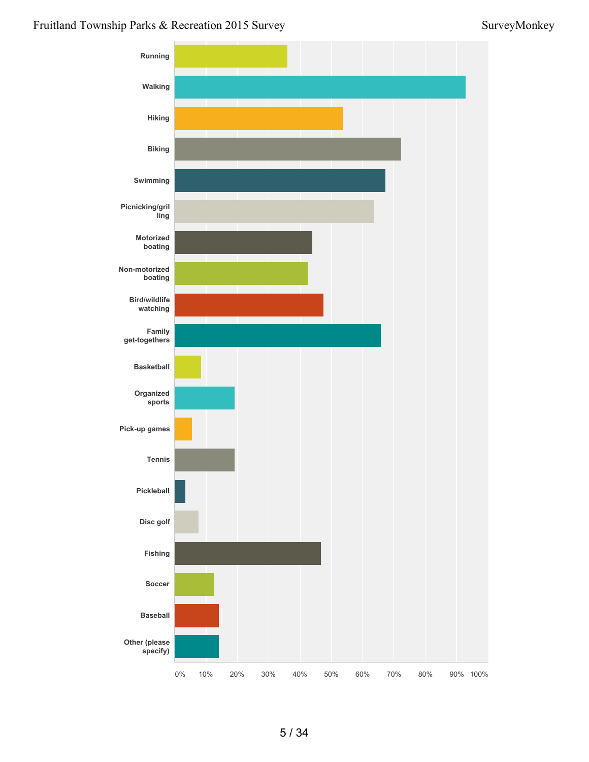Running

Walking

Hiking

Biking

Swimming

Picnicking/grilling

Motorized boating

Non-motorized boating

Bird/wildlife watching

Family get-togethers

Basketball

Organized sports

Pick-up games

Tennis

Pickleball

Disc golf

Fishing

Soccer

Baseball

Other (please specify)

0% 10% 20% 30% 40% 50% 60% 70% 80% 90% 100%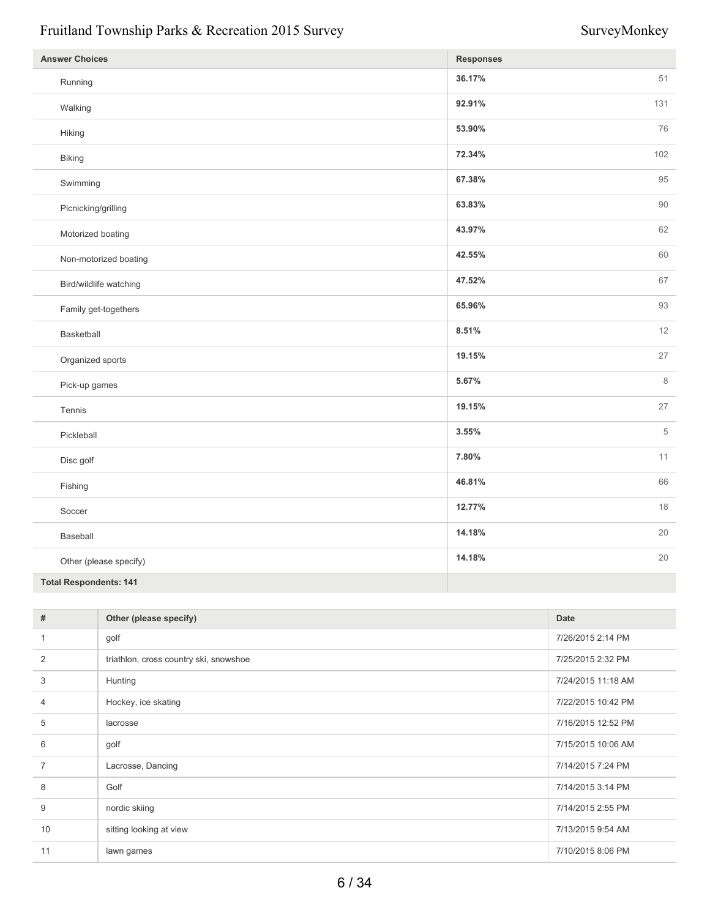| Answer Choices | Responses | |
|---|---|---|
| Running | 36.17% | 51 |
| Walking | 92.91% | 131 |
| Hiking | 53.90% | 76 |
| Biking | 72.34% | 102 |
| Swimming | 67.38% | 95 |
| Picnicking/grilling | 63.83% | 90 |
| Motorized boating | 43.97% | 62 |
| Non-motorized boating | 42.55% | 60 |
| Bird/wildlife watching | 47.52% | 67 |
| Family get-togethers | 65.96% | 93 |
| Basketball | 8.51% | 12 |
| Organized sports | 19.15% | 27 |
| Pick-up games | 5.67% | 8 |
| Tennis | 19.15% | 27 |
| Pickleball | 3.55% | 5 |
| Disc golf | 7.80% | 11 |
| Fishing | 46.81% | 66 |
| Soccer | 12.77% | 18 |
| Baseball | 14.18% | 20 |
| Other (please specify) | 14.18% | 20 |
| **Total Respondents: 141** | | |

| # | Other (please specify) | Date |
|---|---|---|
| 1 | golf | 7/26/2015 2:14 PM |
| 2 | triathlon, cross country ski, snowshoe | 7/25/2015 2:32 PM |
| 3 | Hunting | 7/24/2015 11:18 AM |
| 4 | Hockey, ice skating | 7/22/2015 10:42 PM |
| 5 | lacrosse | 7/16/2015 12:52 PM |
| 6 | golf | 7/15/2015 10:06 AM |
| 7 | Lacrosse, Dancing | 7/14/2015 7:24 PM |
| 8 | Golf | 7/14/2015 3:14 PM |
| 9 | nordic skiing | 7/14/2015 2:55 PM |
| 10 | sitting looking at view | 7/13/2015 9:54 AM |
| 11 | lawn games | 7/10/2015 8:06 PM |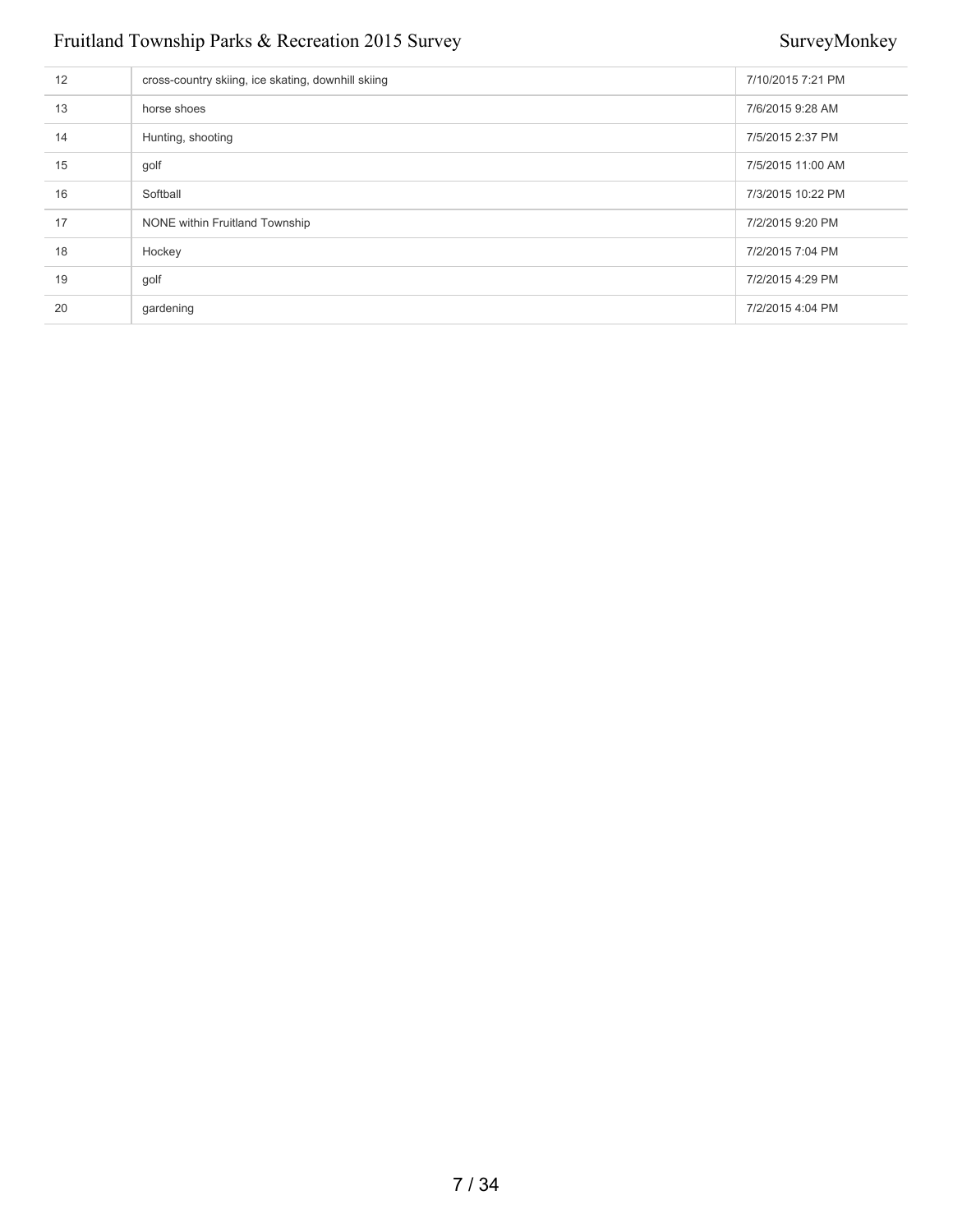| | | |
|---|---|---|
| 12 | cross-country skiing, ice skating, downhill skiing | 7/10/2015 7:21 PM |
| 13 | horse shoes | 7/6/2015 9:28 AM |
| 14 | Hunting, shooting | 7/5/2015 2:37 PM |
| 15 | golf | 7/5/2015 11:00 AM |
| 16 | Softball | 7/3/2015 10:22 PM |
| 17 | NONE within Fruitland Township | 7/2/2015 9:20 PM |
| 18 | Hockey | 7/2/2015 7:04 PM |
| 19 | golf | 7/2/2015 4:29 PM |
| 20 | gardening | 7/2/2015 4:04 PM |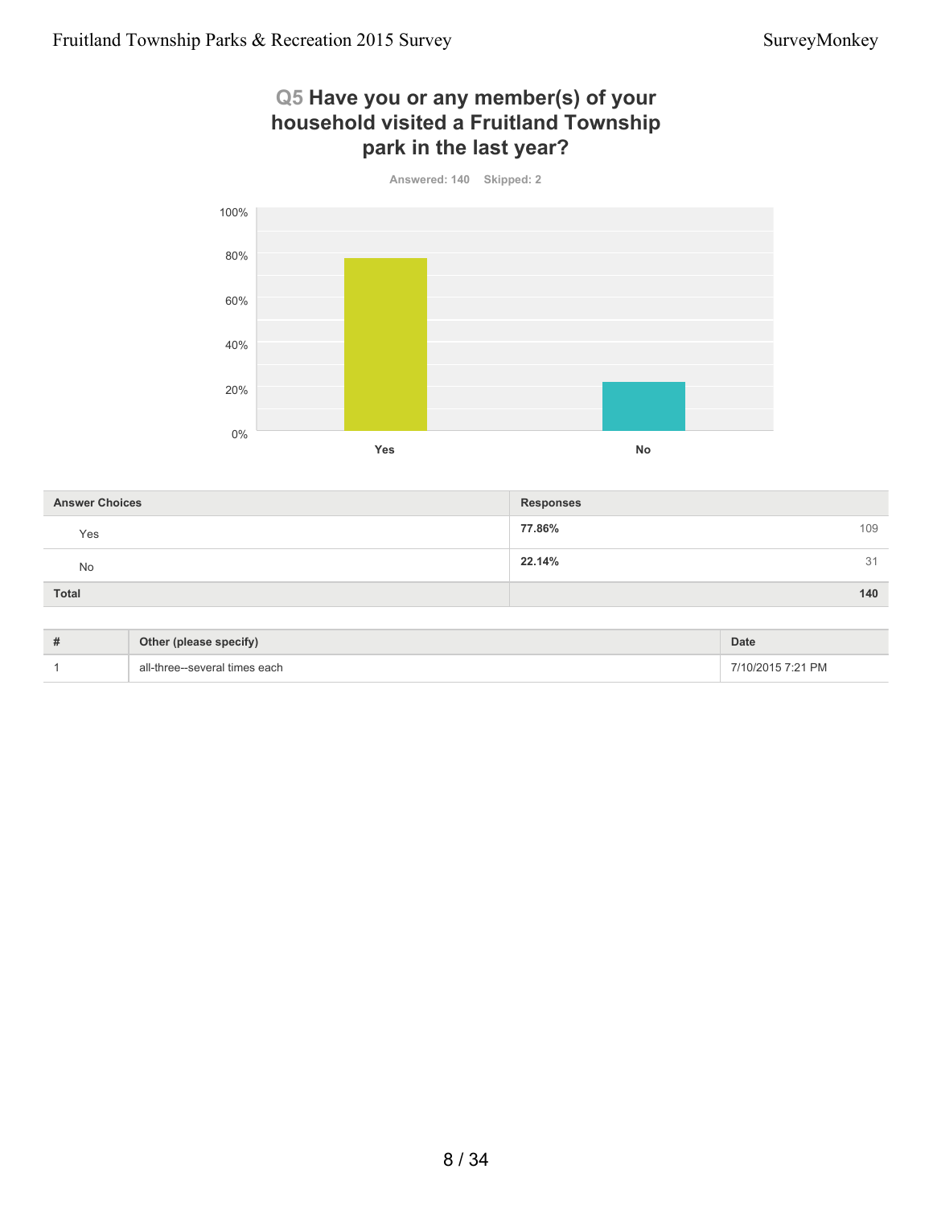## Q5 Have you or any member(s) of your household visited a Fruitland Township park in the last year?

Answered: 140 Skipped: 2

| Answer Choices | Responses | |
|---|---|---|
| Yes | 77.86% | 109 |
| No | 22.14% | 31 |
| Total | | 140 |

| # | Other (please specify) | Date |
|---|---|---|
| 1 | all-three--several times each | 7/10/2015 7:21 PM |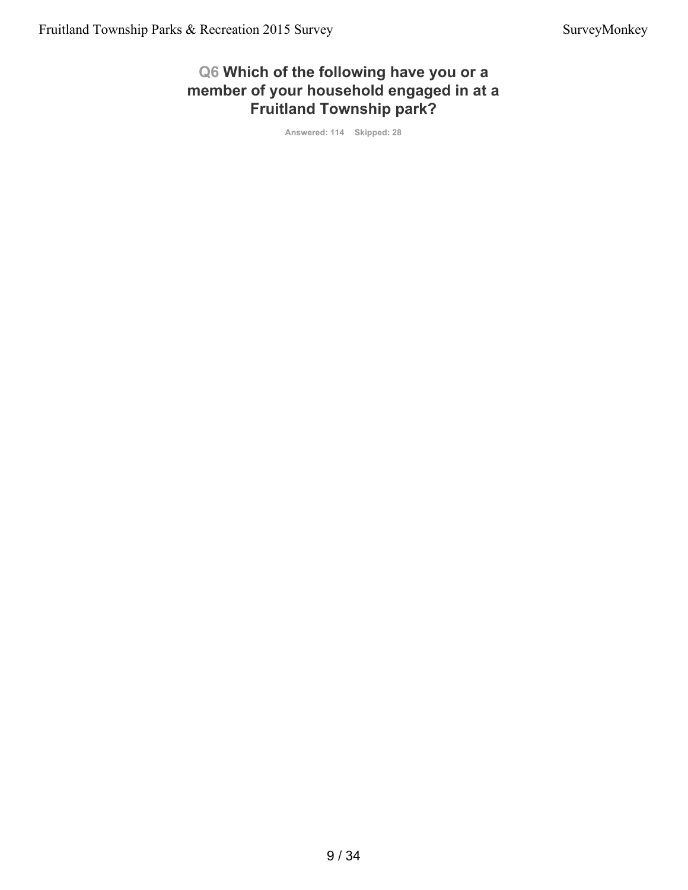## Q6 Which of the following have you or a member of your household engaged in at a Fruitland Township park?

Answered: 114 Skipped: 28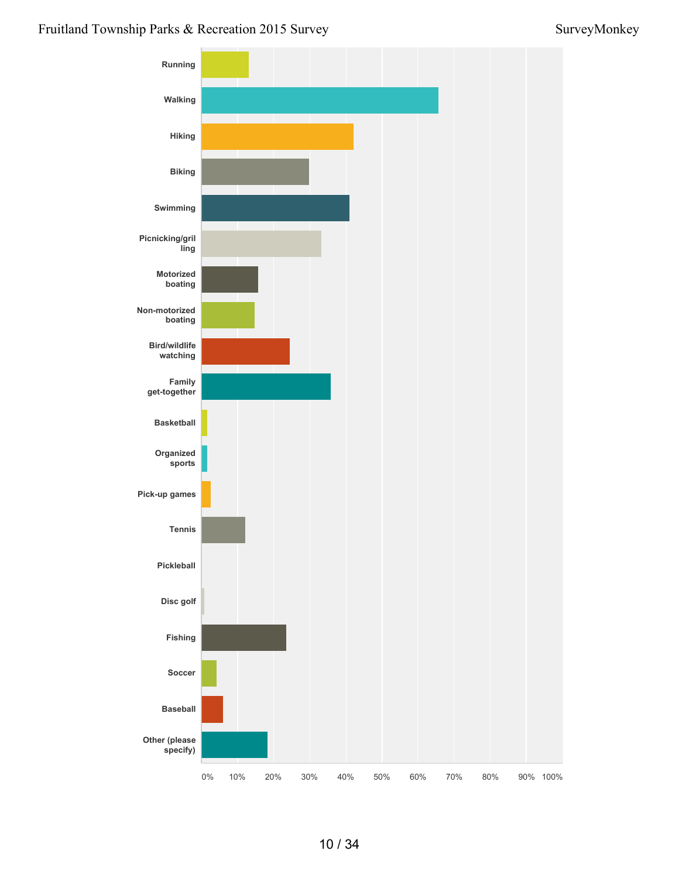| Activity |
| --- |
| Running |
| Walking |
| Hiking |
| Biking |
| Swimming |
| Picnicking/grilling |
| Motorized boating |
| Non-motorized boating |
| Bird/wildlife watching |
| Family get-together |
| Basketball |
| Organized sports |
| Pick-up games |
| Tennis |
| Pickleball |
| Disc golf |
| Fishing |
| Soccer |
| Baseball |
| Other (please specify) |

0% 10% 20% 30% 40% 50% 60% 70% 80% 90% 100%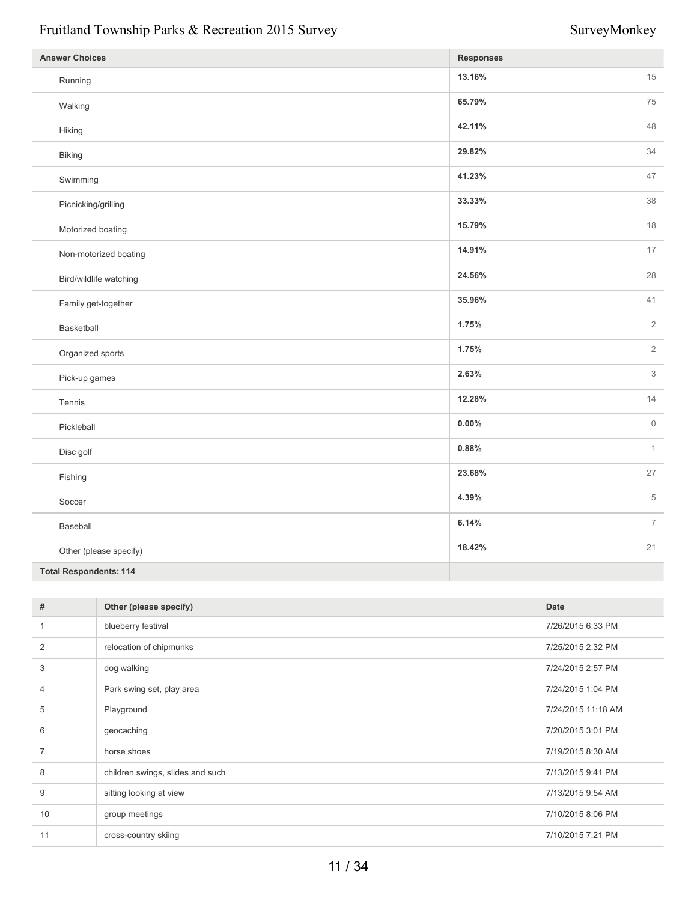| Answer Choices | Responses | |
|---|---|---|
| Running | 13.16% | 15 |
| Walking | 65.79% | 75 |
| Hiking | 42.11% | 48 |
| Biking | 29.82% | 34 |
| Swimming | 41.23% | 47 |
| Picnicking/grilling | 33.33% | 38 |
| Motorized boating | 15.79% | 18 |
| Non-motorized boating | 14.91% | 17 |
| Bird/wildlife watching | 24.56% | 28 |
| Family get-together | 35.96% | 41 |
| Basketball | 1.75% | 2 |
| Organized sports | 1.75% | 2 |
| Pick-up games | 2.63% | 3 |
| Tennis | 12.28% | 14 |
| Pickleball | 0.00% | 0 |
| Disc golf | 0.88% | 1 |
| Fishing | 23.68% | 27 |
| Soccer | 4.39% | 5 |
| Baseball | 6.14% | 7 |
| Other (please specify) | 18.42% | 21 |
| **Total Respondents: 114** | | |

| # | Other (please specify) | Date |
|---|---|---|
| 1 | blueberry festival | 7/26/2015 6:33 PM |
| 2 | relocation of chipmunks | 7/25/2015 2:32 PM |
| 3 | dog walking | 7/24/2015 2:57 PM |
| 4 | Park swing set, play area | 7/24/2015 1:04 PM |
| 5 | Playground | 7/24/2015 11:18 AM |
| 6 | geocaching | 7/20/2015 3:01 PM |
| 7 | horse shoes | 7/19/2015 8:30 AM |
| 8 | children swings, slides and such | 7/13/2015 9:41 PM |
| 9 | sitting looking at view | 7/13/2015 9:54 AM |
| 10 | group meetings | 7/10/2015 8:06 PM |
| 11 | cross-country skiing | 7/10/2015 7:21 PM |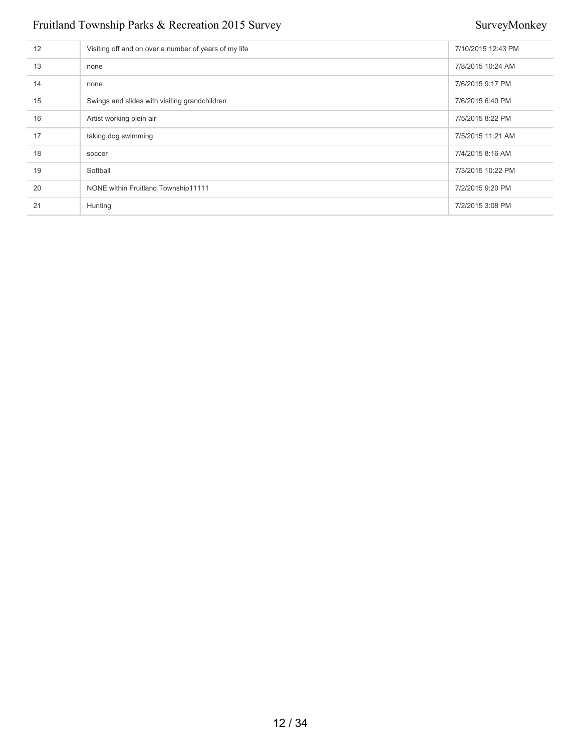| | | |
|---|---|---|
| 12 | Visiting off and on over a number of years of my life | 7/10/2015 12:43 PM |
| 13 | none | 7/8/2015 10:24 AM |
| 14 | none | 7/6/2015 9:17 PM |
| 15 | Swings and slides with visiting grandchildren | 7/6/2015 6:40 PM |
| 16 | Artist working plein air | 7/5/2015 8:22 PM |
| 17 | taking dog swimming | 7/5/2015 11:21 AM |
| 18 | soccer | 7/4/2015 8:16 AM |
| 19 | Softball | 7/3/2015 10:22 PM |
| 20 | NONE within Fruitland Township11111 | 7/2/2015 9:20 PM |
| 21 | Hunting | 7/2/2015 3:08 PM |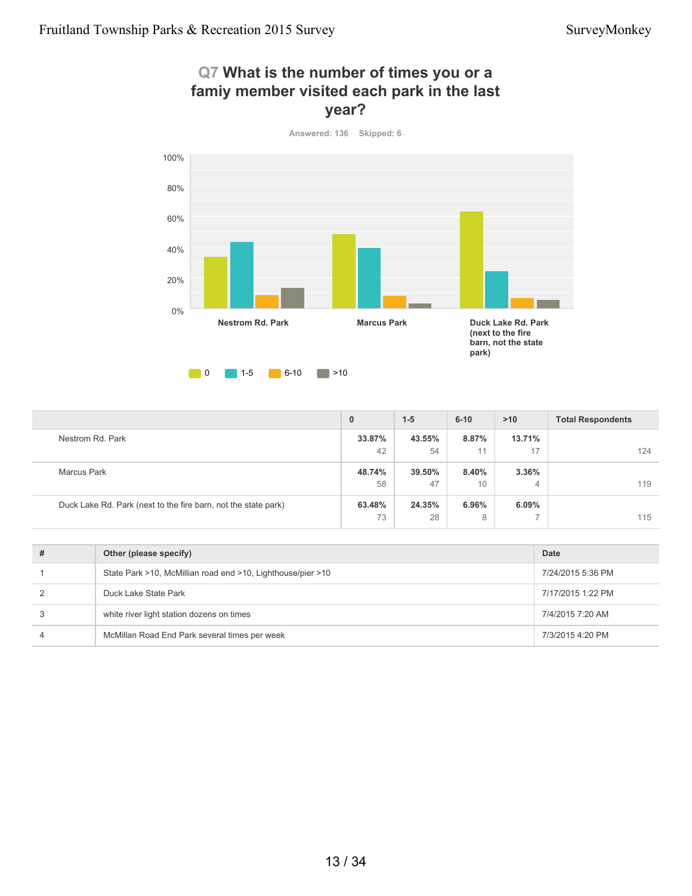## Q7 What is the number of times you or a famiy member visited each park in the last year?

Answered: 136 Skipped: 6

|  | 0 | 1-5 | 6-10 | >10 | Total Respondents |
|---|---|---|---|---|---|
| Nestrom Rd. Park | **33.87%** 42 | **43.55%** 54 | **8.87%** 11 | **13.71%** 17 | 124 |
| Marcus Park | **48.74%** 58 | **39.50%** 47 | **8.40%** 10 | **3.36%** 4 | 119 |
| Duck Lake Rd. Park (next to the fire barn, not the state park) | **63.48%** 73 | **24.35%** 28 | **6.96%** 8 | **6.09%** 7 | 115 |

| # | Other (please specify) | Date |
|---|---|---|
| 1 | State Park >10, McMillian road end >10, Lighthouse/pier >10 | 7/24/2015 5:36 PM |
| 2 | Duck Lake State Park | 7/17/2015 1:22 PM |
| 3 | white river light station dozens on times | 7/4/2015 7:20 AM |
| 4 | McMillan Road End Park several times per week | 7/3/2015 4:20 PM |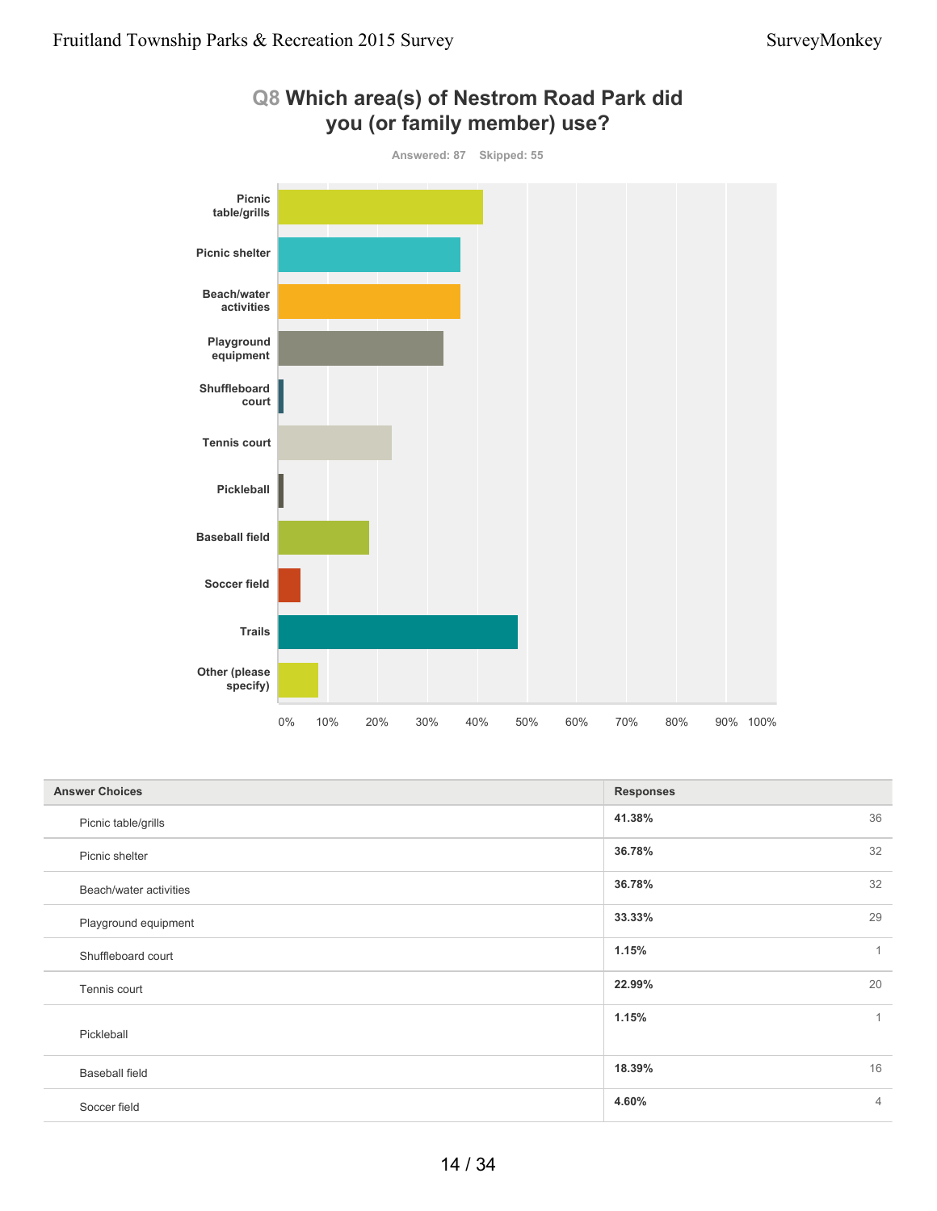## Q8 Which area(s) of Nestrom Road Park did you (or family member) use?

Answered: 87 Skipped: 55

| Answer Choices | Responses | |
|---|---|---|
| Picnic table/grills | 41.38% | 36 |
| Picnic shelter | 36.78% | 32 |
| Beach/water activities | 36.78% | 32 |
| Playground equipment | 33.33% | 29 |
| Shuffleboard court | 1.15% | 1 |
| Tennis court | 22.99% | 20 |
| Pickleball | 1.15% | 1 |
| Baseball field | 18.39% | 16 |
| Soccer field | 4.60% | 4 |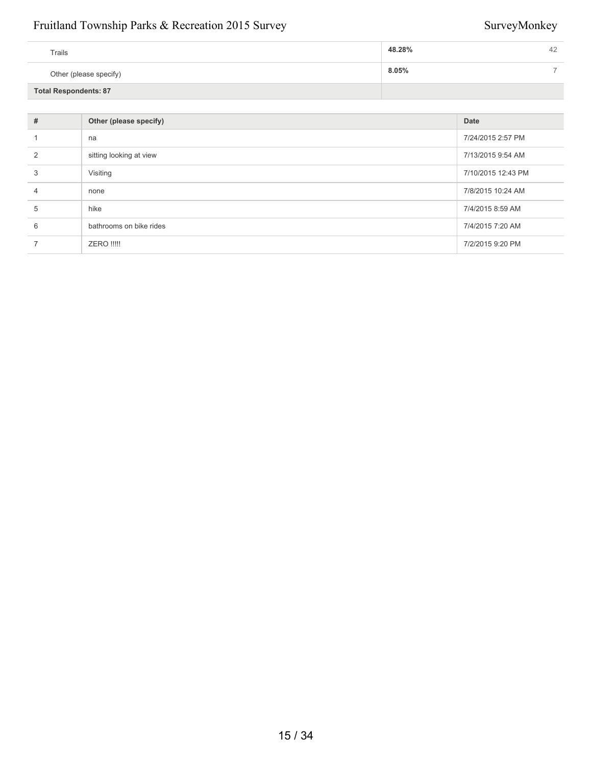| | | |
|---|---|---|
| Trails | **48.28%** | 42 |
| Other (please specify) | **8.05%** | 7 |
| **Total Respondents: 87** | | |

| # | Other (please specify) | Date |
|---|---|---|
| 1 | na | 7/24/2015 2:57 PM |
| 2 | sitting looking at view | 7/13/2015 9:54 AM |
| 3 | Visiting | 7/10/2015 12:43 PM |
| 4 | none | 7/8/2015 10:24 AM |
| 5 | hike | 7/4/2015 8:59 AM |
| 6 | bathrooms on bike rides | 7/4/2015 7:20 AM |
| 7 | ZERO !!!!! | 7/2/2015 9:20 PM |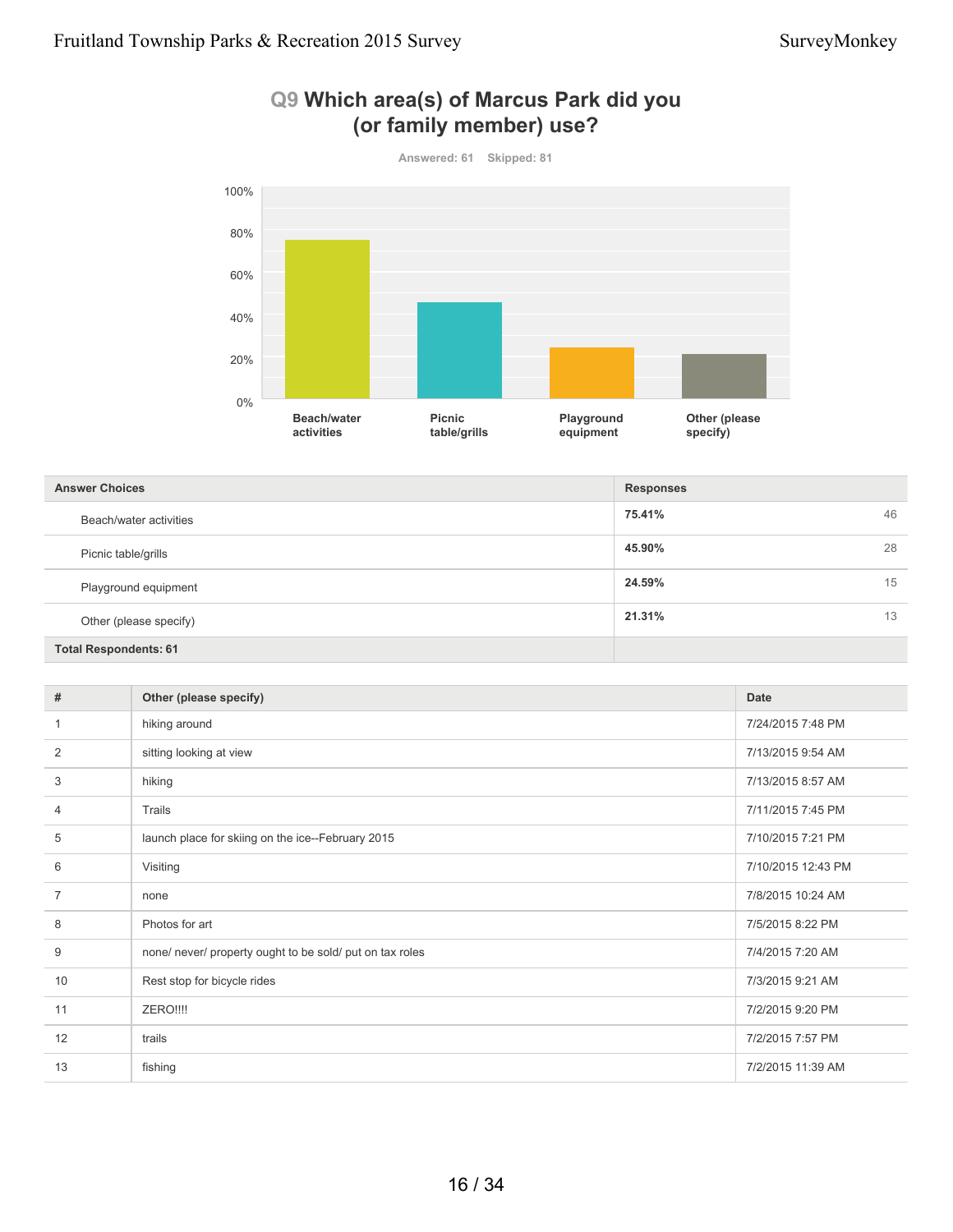## Q9 Which area(s) of Marcus Park did you (or family member) use?

Answered: 61 Skipped: 81

| Answer Choices | Responses | |
|---|---|---|
| Beach/water activities | 75.41% | 46 |
| Picnic table/grills | 45.90% | 28 |
| Playground equipment | 24.59% | 15 |
| Other (please specify) | 21.31% | 13 |
| **Total Respondents: 61** | | |

| # | Other (please specify) | Date |
|---|---|---|
| 1 | hiking around | 7/24/2015 7:48 PM |
| 2 | sitting looking at view | 7/13/2015 9:54 AM |
| 3 | hiking | 7/13/2015 8:57 AM |
| 4 | Trails | 7/11/2015 7:45 PM |
| 5 | launch place for skiing on the ice--February 2015 | 7/10/2015 7:21 PM |
| 6 | Visiting | 7/10/2015 12:43 PM |
| 7 | none | 7/8/2015 10:24 AM |
| 8 | Photos for art | 7/5/2015 8:22 PM |
| 9 | none/ never/ property ought to be sold/ put on tax roles | 7/4/2015 7:20 AM |
| 10 | Rest stop for bicycle rides | 7/3/2015 9:21 AM |
| 11 | ZERO!!!! | 7/2/2015 9:20 PM |
| 12 | trails | 7/2/2015 7:57 PM |
| 13 | fishing | 7/2/2015 11:39 AM |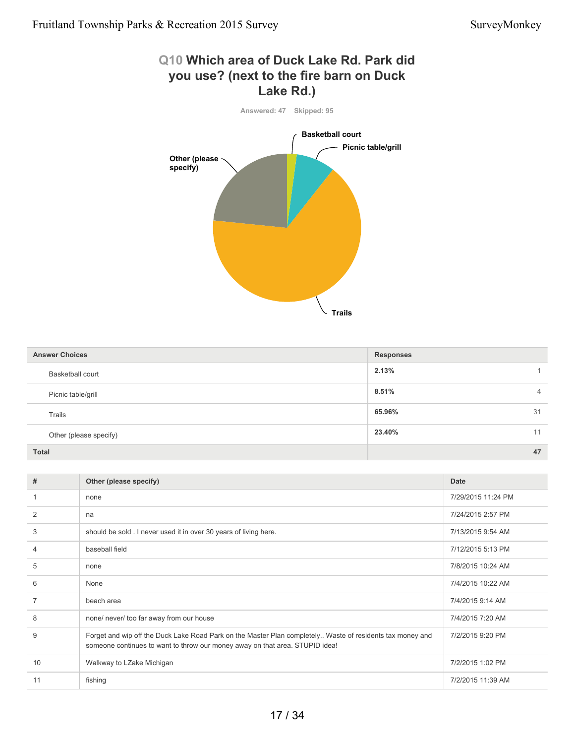## Q10 Which area of Duck Lake Rd. Park did you use? (next to the fire barn on Duck Lake Rd.)

Answered: 47 Skipped: 95

| Answer Choices | Responses | |
|---|---|---|
| Basketball court | 2.13% | 1 |
| Picnic table/grill | 8.51% | 4 |
| Trails | 65.96% | 31 |
| Other (please specify) | 23.40% | 11 |
| **Total** | | **47** |

| # | Other (please specify) | Date |
|---|---|---|
| 1 | none | 7/29/2015 11:24 PM |
| 2 | na | 7/24/2015 2:57 PM |
| 3 | should be sold . I never used it in over 30 years of living here. | 7/13/2015 9:54 AM |
| 4 | baseball field | 7/12/2015 5:13 PM |
| 5 | none | 7/8/2015 10:24 AM |
| 6 | None | 7/4/2015 10:22 AM |
| 7 | beach area | 7/4/2015 9:14 AM |
| 8 | none/ never/ too far away from our house | 7/4/2015 7:20 AM |
| 9 | Forget and wip off the Duck Lake Road Park on the Master Plan completely.. Waste of residents tax money and someone continues to want to throw our money away on that area. STUPID idea! | 7/2/2015 9:20 PM |
| 10 | Walkway to LZake Michigan | 7/2/2015 1:02 PM |
| 11 | fishing | 7/2/2015 11:39 AM |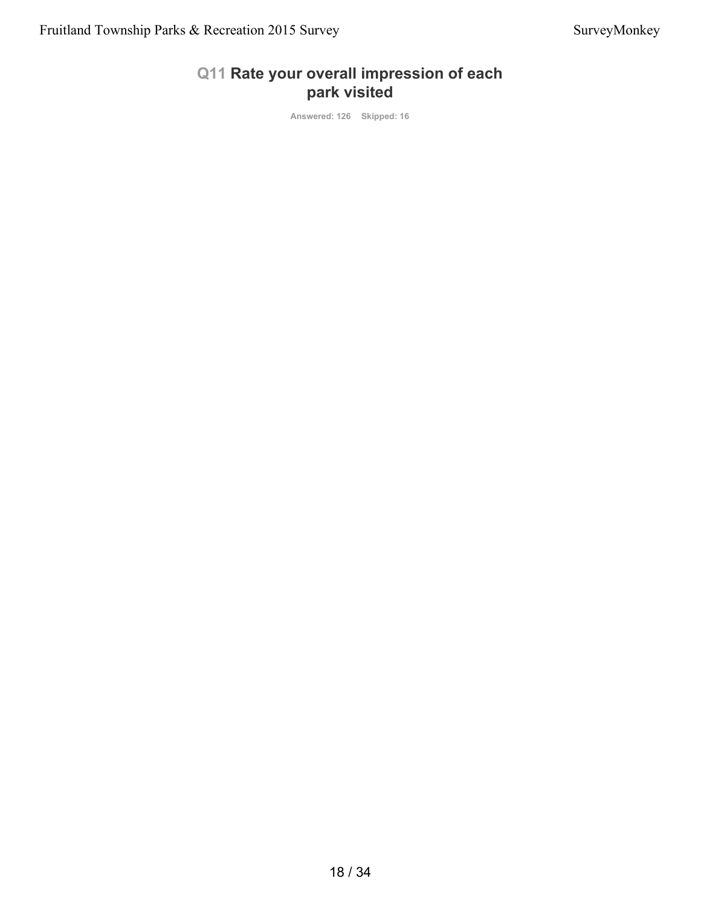## Q11 Rate your overall impression of each park visited

Answered: 126 Skipped: 16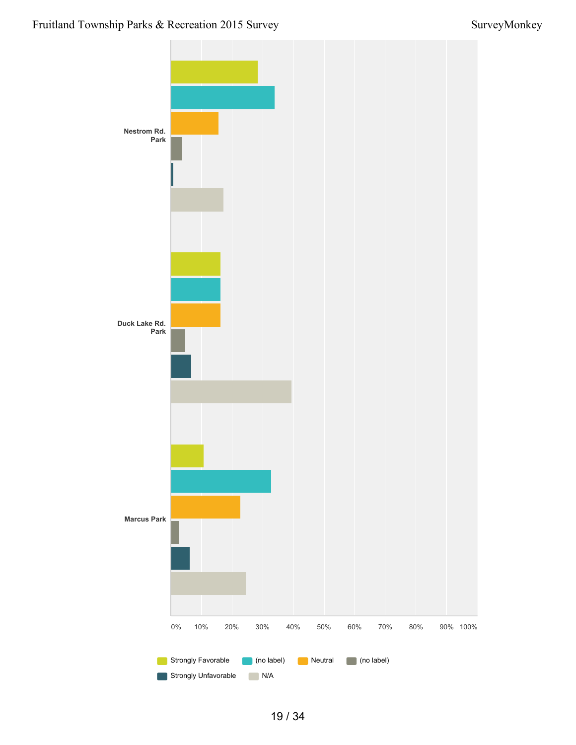Nestrom Rd. Park

Duck Lake Rd. Park

Marcus Park

0% 10% 20% 30% 40% 50% 60% 70% 80% 90% 100%

Strongly Favorable | (no label) | Neutral | (no label) | Strongly Unfavorable | N/A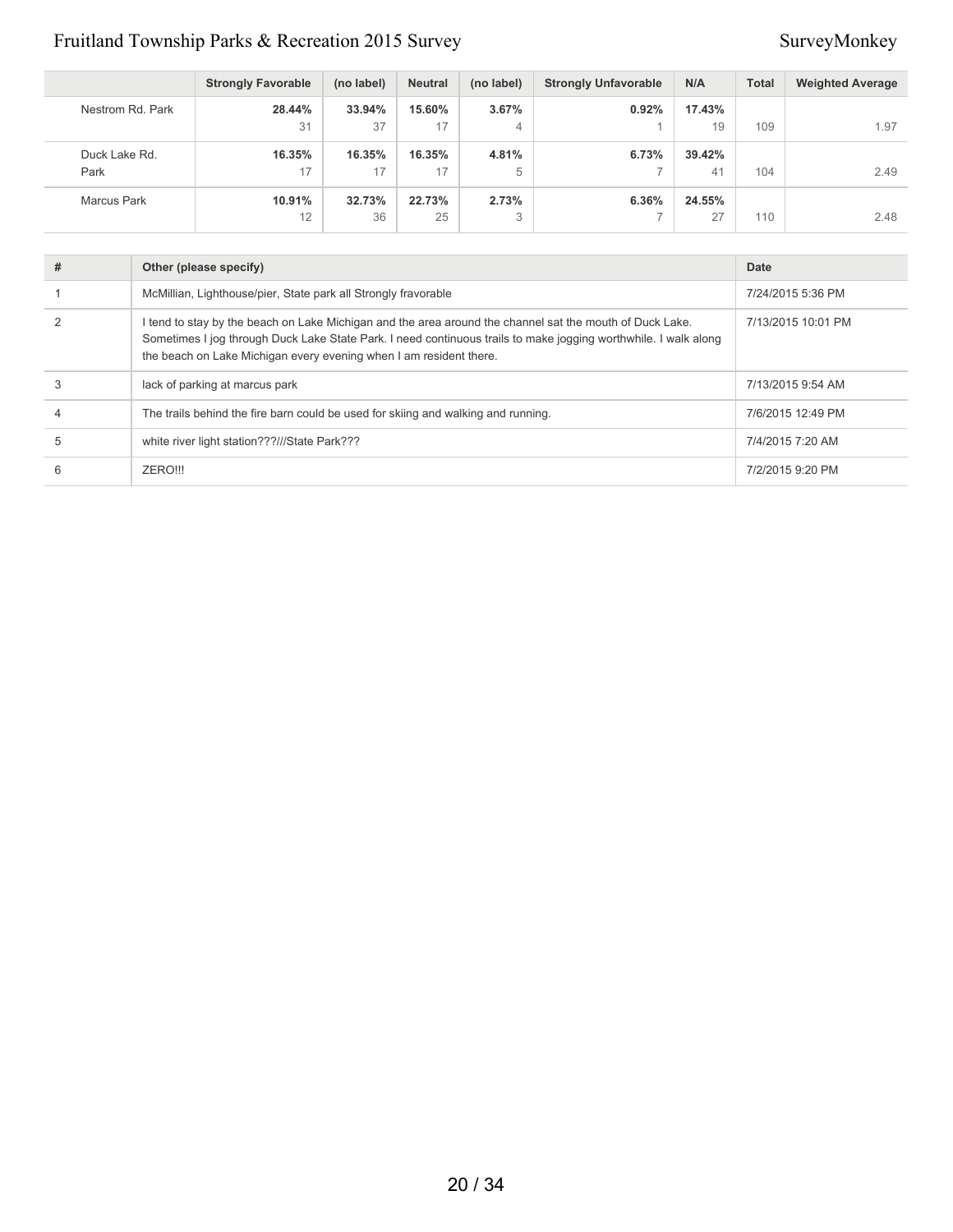| | Strongly Favorable | (no label) | Neutral | (no label) | Strongly Unfavorable | N/A | Total | Weighted Average |
|---|---|---|---|---|---|---|---|---|
| Nestrom Rd. Park | **28.44%** 31 | **33.94%** 37 | **15.60%** 17 | **3.67%** 4 | **0.92%** 1 | **17.43%** 19 | 109 | 1.97 |
| Duck Lake Rd. Park | **16.35%** 17 | **16.35%** 17 | **16.35%** 17 | **4.81%** 5 | **6.73%** 7 | **39.42%** 41 | 104 | 2.49 |
| Marcus Park | **10.91%** 12 | **32.73%** 36 | **22.73%** 25 | **2.73%** 3 | **6.36%** 7 | **24.55%** 27 | 110 | 2.48 |

| # | Other (please specify) | Date |
|---|---|---|
| 1 | McMillian, Lighthouse/pier, State park all Strongly fravorable | 7/24/2015 5:36 PM |
| 2 | I tend to stay by the beach on Lake Michigan and the area around the channel sat the mouth of Duck Lake. Sometimes I jog through Duck Lake State Park. I need continuous trails to make jogging worthwhile. I walk along the beach on Lake Michigan every evening when I am resident there. | 7/13/2015 10:01 PM |
| 3 | lack of parking at marcus park | 7/13/2015 9:54 AM |
| 4 | The trails behind the fire barn could be used for skiing and walking and running. | 7/6/2015 12:49 PM |
| 5 | white river light station???///State Park??? | 7/4/2015 7:20 AM |
| 6 | ZERO!!! | 7/2/2015 9:20 PM |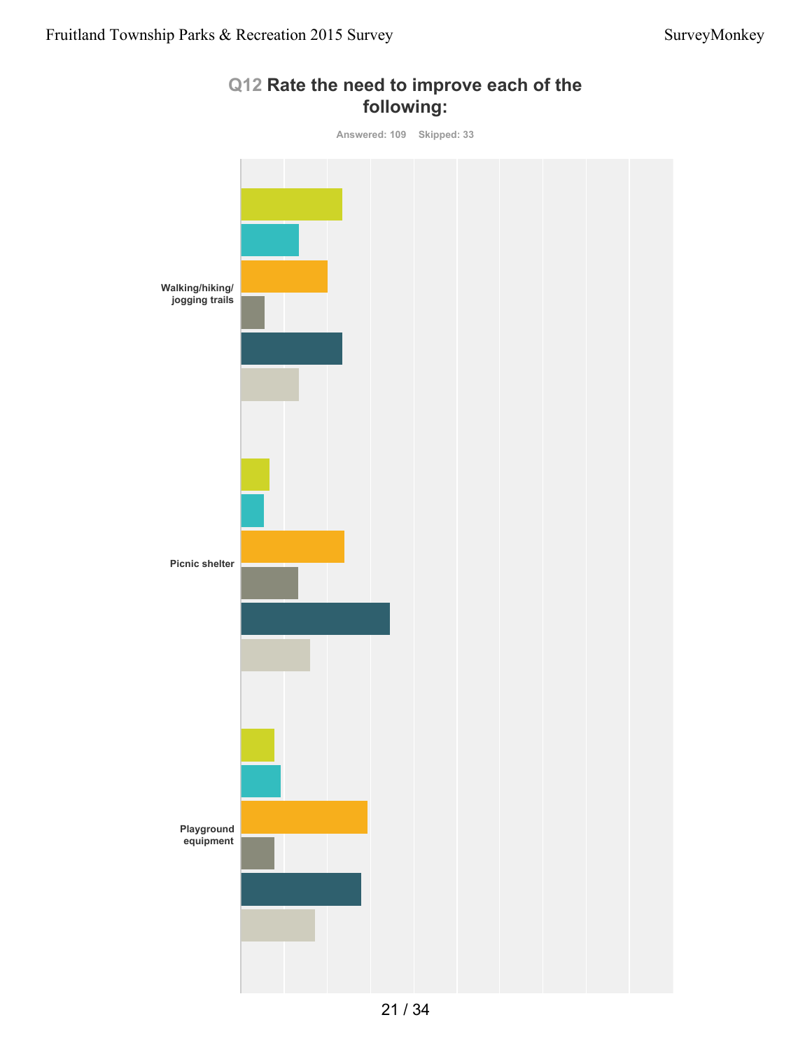## Q12 Rate the need to improve each of the following:

Answered: 109 Skipped: 33

Walking/hiking/ jogging trails

Picnic shelter

Playground equipment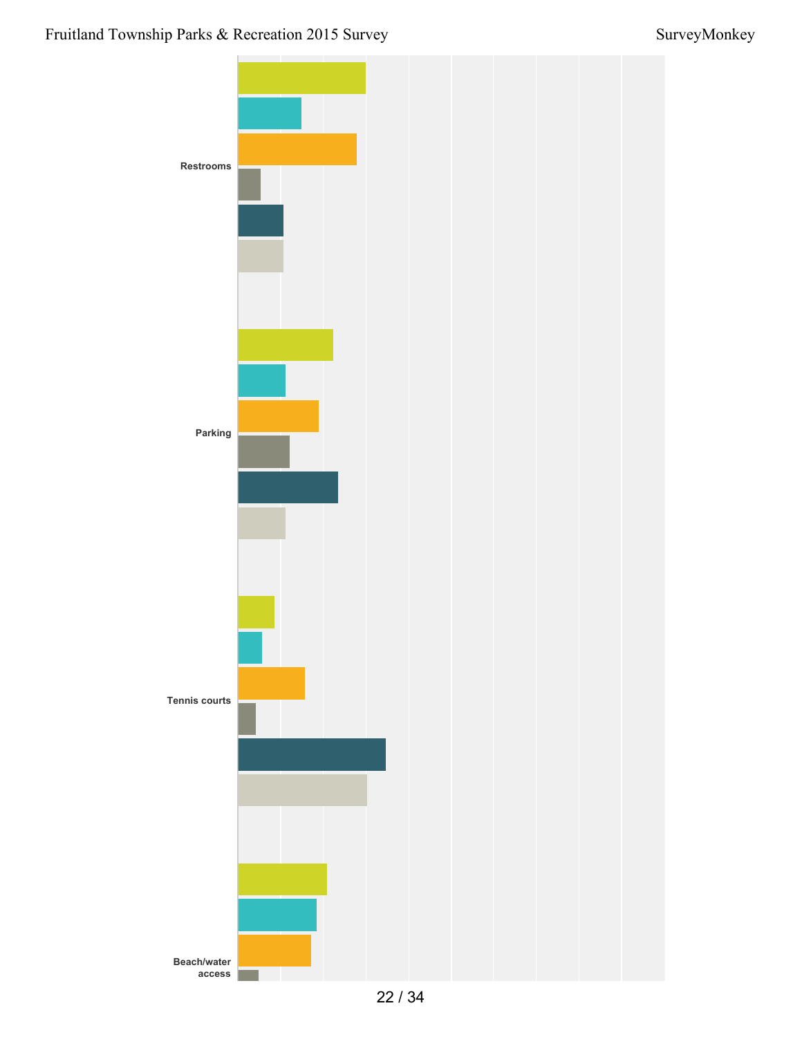Restrooms

Parking

Tennis courts

Beach/water access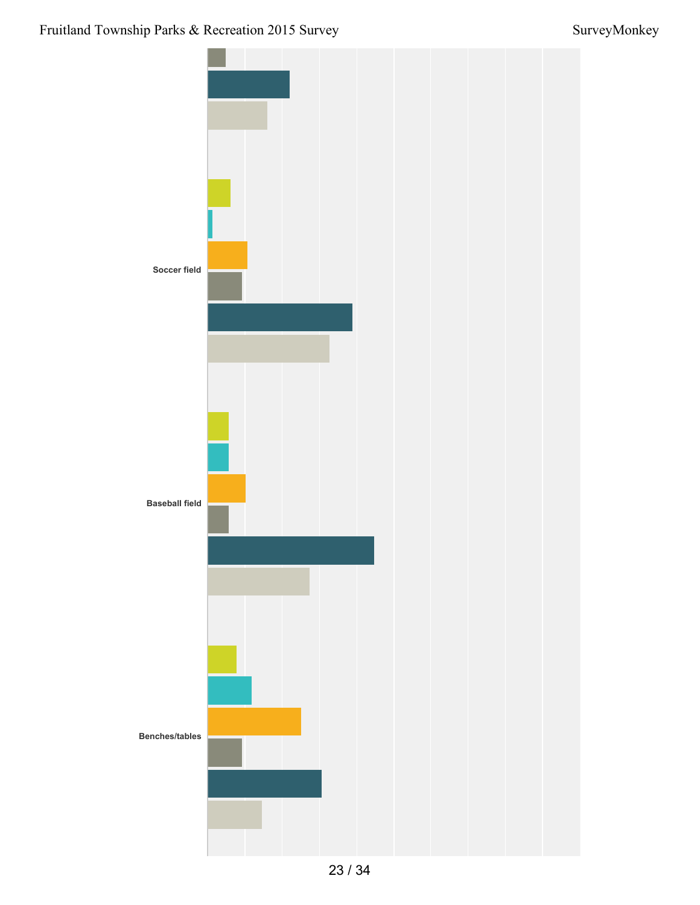Soccer field

Baseball field

Benches/tables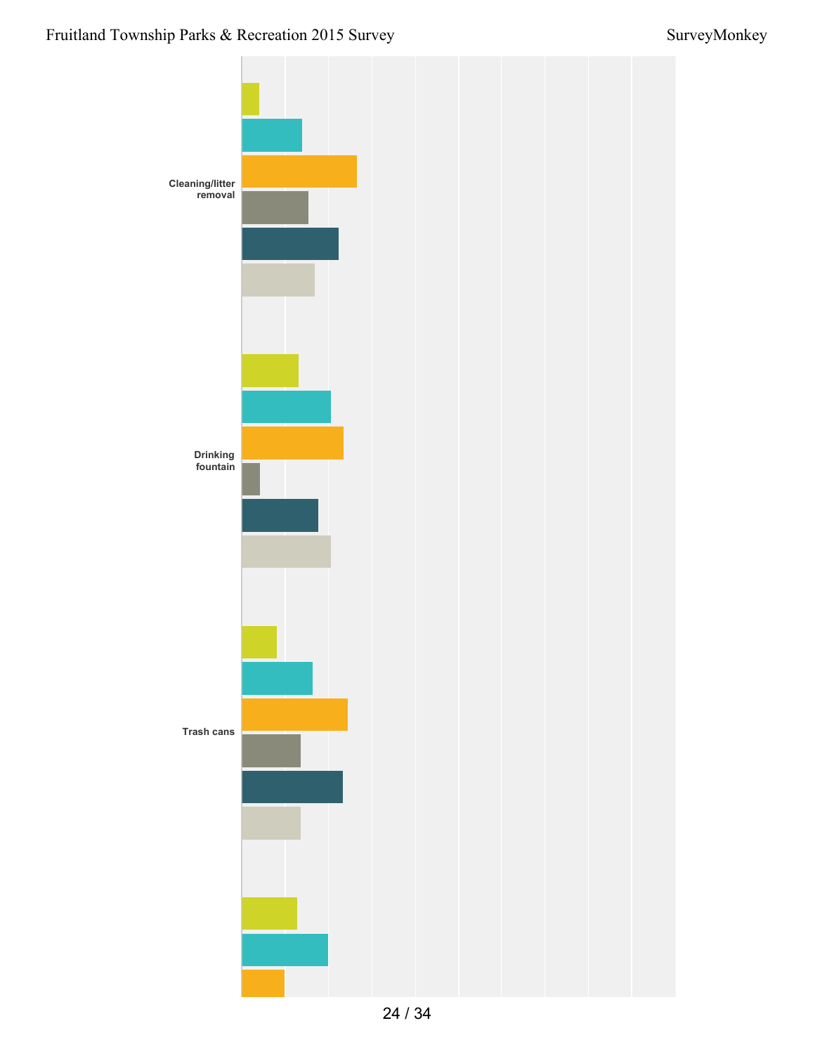Cleaning/litter removal

Drinking fountain

Trash cans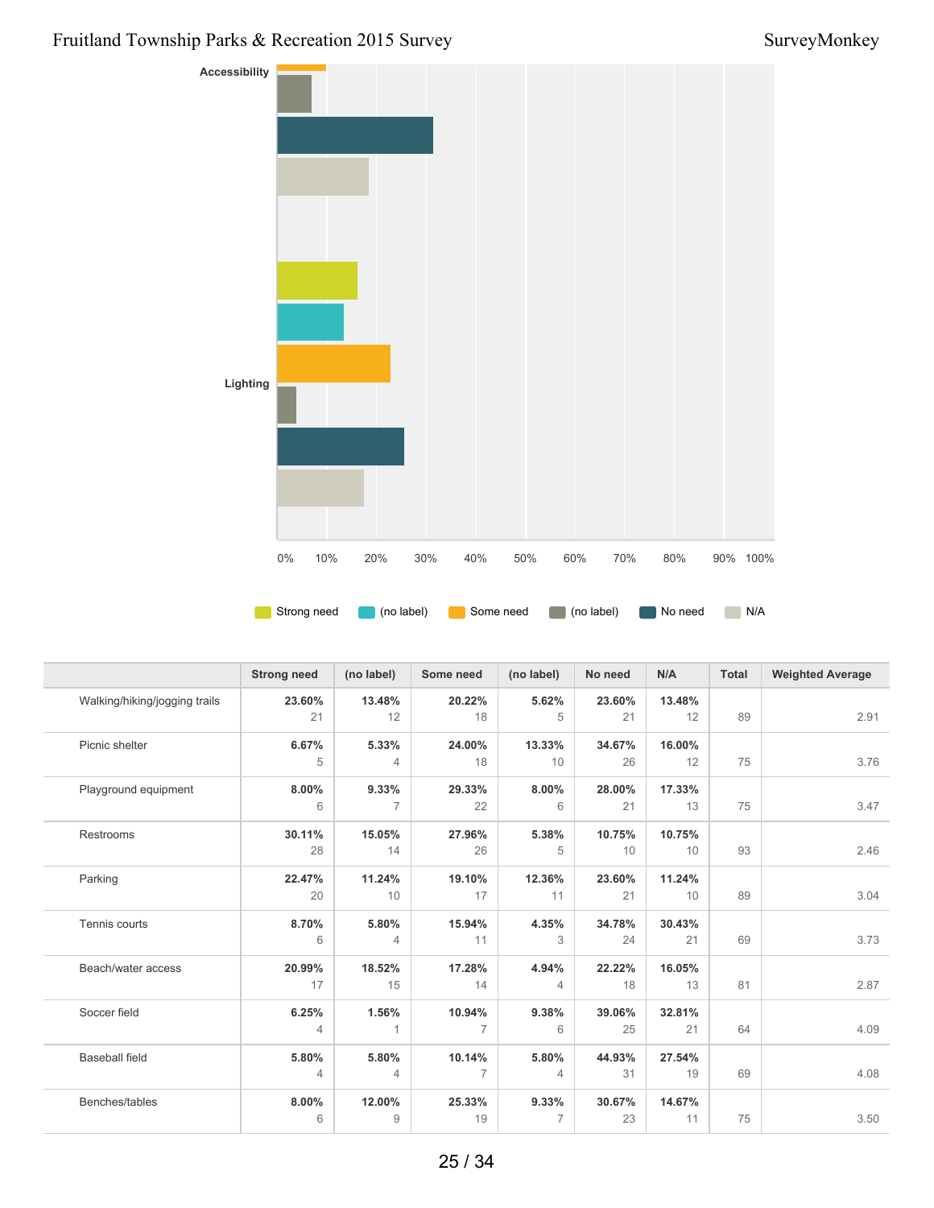Accessibility

Lighting

0% 10% 20% 30% 40% 50% 60% 70% 80% 90% 100%

Strong need | (no label) | Some need | (no label) | No need | N/A

| | Strong need | (no label) | Some need | (no label) | No need | N/A | Total | Weighted Average |
|---|---|---|---|---|---|---|---|---|
| Walking/hiking/jogging trails | 23.60% 21 | 13.48% 12 | 20.22% 18 | 5.62% 5 | 23.60% 21 | 13.48% 12 | 89 | 2.91 |
| Picnic shelter | 6.67% 5 | 5.33% 4 | 24.00% 18 | 13.33% 10 | 34.67% 26 | 16.00% 12 | 75 | 3.76 |
| Playground equipment | 8.00% 6 | 9.33% 7 | 29.33% 22 | 8.00% 6 | 28.00% 21 | 17.33% 13 | 75 | 3.47 |
| Restrooms | 30.11% 28 | 15.05% 14 | 27.96% 26 | 5.38% 5 | 10.75% 10 | 10.75% 10 | 93 | 2.46 |
| Parking | 22.47% 20 | 11.24% 10 | 19.10% 17 | 12.36% 11 | 23.60% 21 | 11.24% 10 | 89 | 3.04 |
| Tennis courts | 8.70% 6 | 5.80% 4 | 15.94% 11 | 4.35% 3 | 34.78% 24 | 30.43% 21 | 69 | 3.73 |
| Beach/water access | 20.99% 17 | 18.52% 15 | 17.28% 14 | 4.94% 4 | 22.22% 18 | 16.05% 13 | 81 | 2.87 |
| Soccer field | 6.25% 4 | 1.56% 1 | 10.94% 7 | 9.38% 6 | 39.06% 25 | 32.81% 21 | 64 | 4.09 |
| Baseball field | 5.80% 4 | 5.80% 4 | 10.14% 7 | 5.80% 4 | 44.93% 31 | 27.54% 19 | 69 | 4.08 |
| Benches/tables | 8.00% 6 | 12.00% 9 | 25.33% 19 | 9.33% 7 | 30.67% 23 | 14.67% 11 | 75 | 3.50 |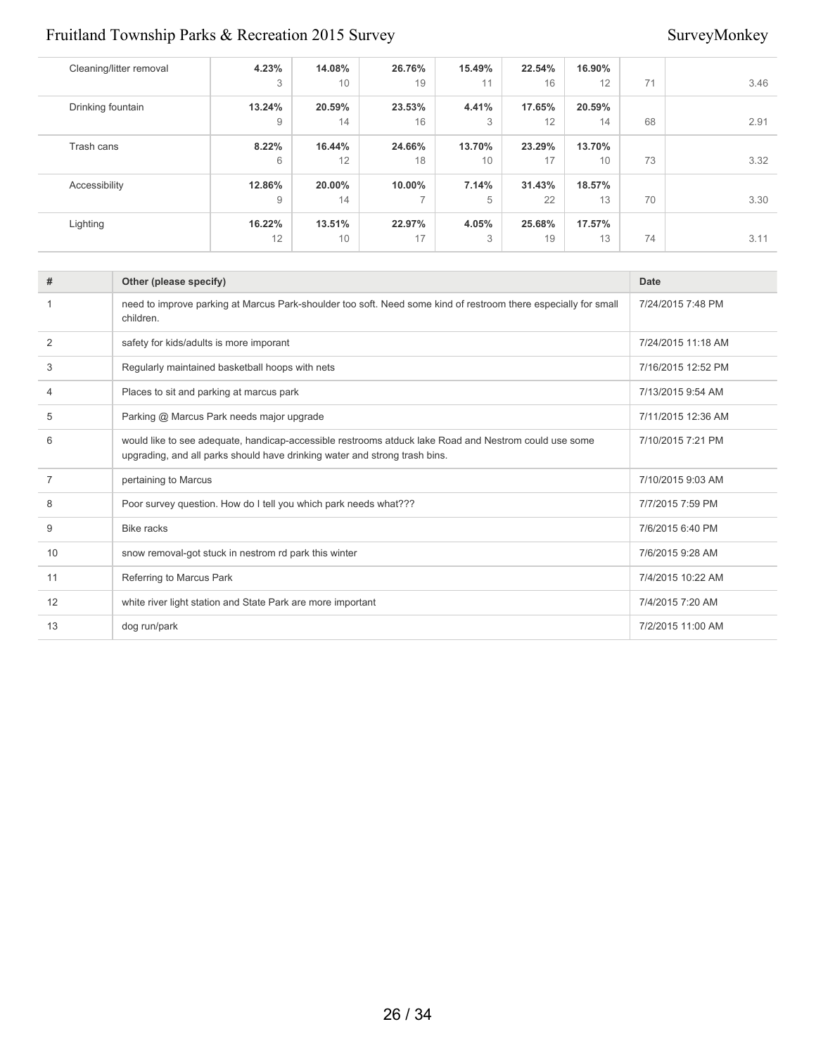| | | | | | | | | |
|---|---|---|---|---|---|---|---|---|
| Cleaning/litter removal | **4.23%**<br>3 | **14.08%**<br>10 | **26.76%**<br>19 | **15.49%**<br>11 | **22.54%**<br>16 | **16.90%**<br>12 | 71 | 3.46 |
| Drinking fountain | **13.24%**<br>9 | **20.59%**<br>14 | **23.53%**<br>16 | **4.41%**<br>3 | **17.65%**<br>12 | **20.59%**<br>14 | 68 | 2.91 |
| Trash cans | **8.22%**<br>6 | **16.44%**<br>12 | **24.66%**<br>18 | **13.70%**<br>10 | **23.29%**<br>17 | **13.70%**<br>10 | 73 | 3.32 |
| Accessibility | **12.86%**<br>9 | **20.00%**<br>14 | **10.00%**<br>7 | **7.14%**<br>5 | **31.43%**<br>22 | **18.57%**<br>13 | 70 | 3.30 |
| Lighting | **16.22%**<br>12 | **13.51%**<br>10 | **22.97%**<br>17 | **4.05%**<br>3 | **25.68%**<br>19 | **17.57%**<br>13 | 74 | 3.11 |

| # | Other (please specify) | Date |
|---|---|---|
| 1 | need to improve parking at Marcus Park-shoulder too soft. Need some kind of restroom there especially for small children. | 7/24/2015 7:48 PM |
| 2 | safety for kids/adults is more imporant | 7/24/2015 11:18 AM |
| 3 | Regularly maintained basketball hoops with nets | 7/16/2015 12:52 PM |
| 4 | Places to sit and parking at marcus park | 7/13/2015 9:54 AM |
| 5 | Parking @ Marcus Park needs major upgrade | 7/11/2015 12:36 AM |
| 6 | would like to see adequate, handicap-accessible restrooms atduck lake Road and Nestrom could use some upgrading, and all parks should have drinking water and strong trash bins. | 7/10/2015 7:21 PM |
| 7 | pertaining to Marcus | 7/10/2015 9:03 AM |
| 8 | Poor survey question. How do I tell you which park needs what??? | 7/7/2015 7:59 PM |
| 9 | Bike racks | 7/6/2015 6:40 PM |
| 10 | snow removal-got stuck in nestrom rd park this winter | 7/6/2015 9:28 AM |
| 11 | Referring to Marcus Park | 7/4/2015 10:22 AM |
| 12 | white river light station and State Park are more important | 7/4/2015 7:20 AM |
| 13 | dog run/park | 7/2/2015 11:00 AM |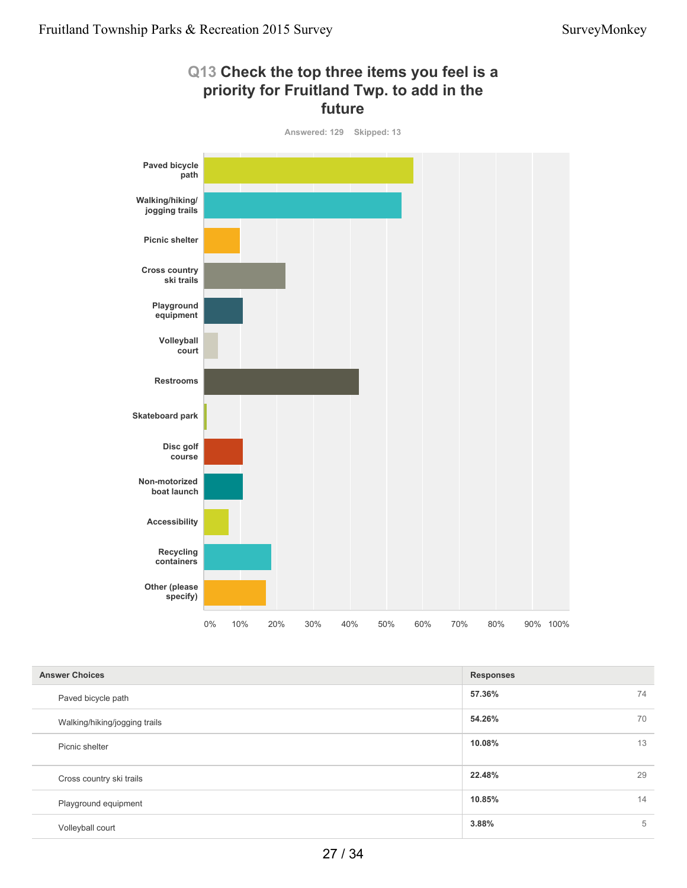## Q13 Check the top three items you feel is a priority for Fruitland Twp. to add in the future

Answered: 129 Skipped: 13

| Answer Choices | Responses | |
|---|---|---|
| Paved bicycle path | 57.36% | 74 |
| Walking/hiking/jogging trails | 54.26% | 70 |
| Picnic shelter | 10.08% | 13 |
| Cross country ski trails | 22.48% | 29 |
| Playground equipment | 10.85% | 14 |
| Volleyball court | 3.88% | 5 |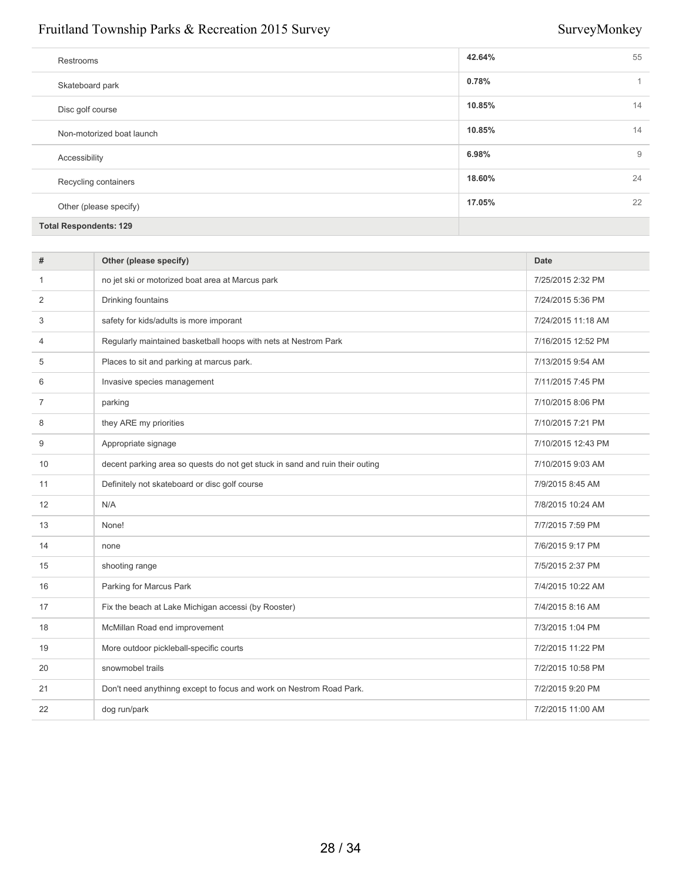| | | |
|---|---|---|
| Restrooms | 42.64% | 55 |
| Skateboard park | 0.78% | 1 |
| Disc golf course | 10.85% | 14 |
| Non-motorized boat launch | 10.85% | 14 |
| Accessibility | 6.98% | 9 |
| Recycling containers | 18.60% | 24 |
| Other (please specify) | 17.05% | 22 |
| **Total Respondents: 129** | | |

| # | Other (please specify) | Date |
|---|---|---|
| 1 | no jet ski or motorized boat area at Marcus park | 7/25/2015 2:32 PM |
| 2 | Drinking fountains | 7/24/2015 5:36 PM |
| 3 | safety for kids/adults is more imporant | 7/24/2015 11:18 AM |
| 4 | Regularly maintained basketball hoops with nets at Nestrom Park | 7/16/2015 12:52 PM |
| 5 | Places to sit and parking at marcus park. | 7/13/2015 9:54 AM |
| 6 | Invasive species management | 7/11/2015 7:45 PM |
| 7 | parking | 7/10/2015 8:06 PM |
| 8 | they ARE my priorities | 7/10/2015 7:21 PM |
| 9 | Appropriate signage | 7/10/2015 12:43 PM |
| 10 | decent parking area so quests do not get stuck in sand and ruin their outing | 7/10/2015 9:03 AM |
| 11 | Definitely not skateboard or disc golf course | 7/9/2015 8:45 AM |
| 12 | N/A | 7/8/2015 10:24 AM |
| 13 | None! | 7/7/2015 7:59 PM |
| 14 | none | 7/6/2015 9:17 PM |
| 15 | shooting range | 7/5/2015 2:37 PM |
| 16 | Parking for Marcus Park | 7/4/2015 10:22 AM |
| 17 | Fix the beach at Lake Michigan accessi (by Rooster) | 7/4/2015 8:16 AM |
| 18 | McMillan Road end improvement | 7/3/2015 1:04 PM |
| 19 | More outdoor pickleball-specific courts | 7/2/2015 11:22 PM |
| 20 | snowmobel trails | 7/2/2015 10:58 PM |
| 21 | Don't need anythinng except to focus and work on Nestrom Road Park. | 7/2/2015 9:20 PM |
| 22 | dog run/park | 7/2/2015 11:00 AM |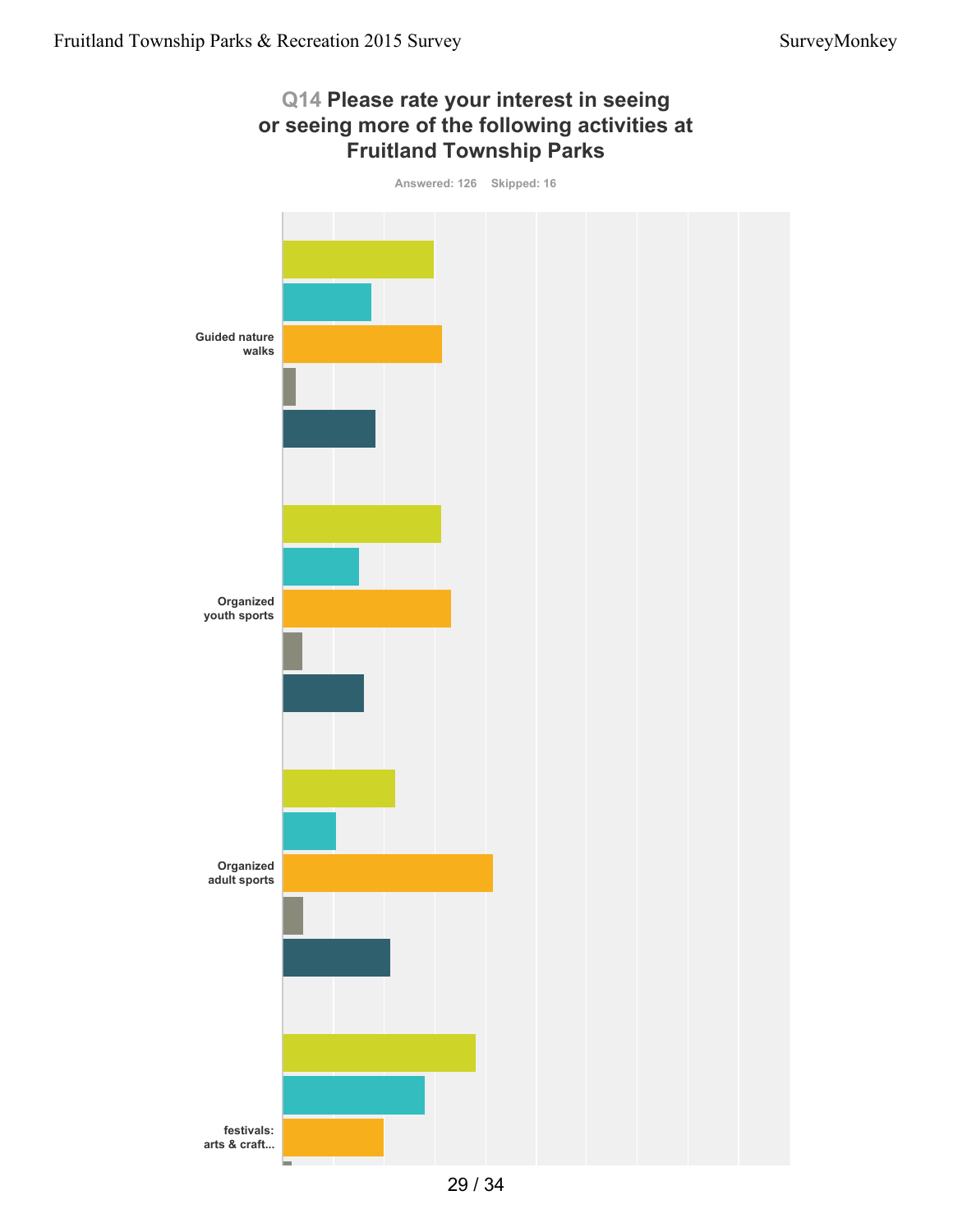## Q14 Please rate your interest in seeing or seeing more of the following activities at Fruitland Township Parks

Answered: 126 Skipped: 16

Guided nature walks

Organized youth sports

Organized adult sports

festivals: arts & craft...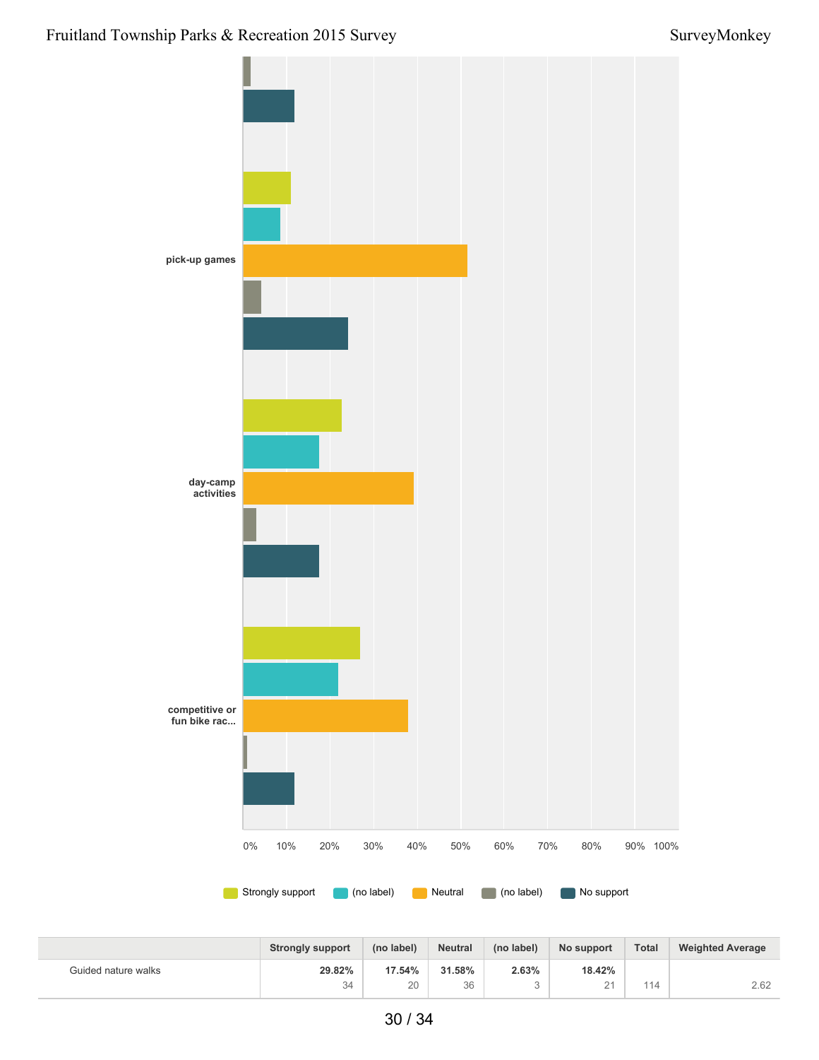pick-up games

day-camp activities

competitive or fun bike rac...

0% 10% 20% 30% 40% 50% 60% 70% 80% 90% 100%

Strongly support | (no label) | Neutral | (no label) | No support

| | Strongly support | (no label) | Neutral | (no label) | No support | Total | Weighted Average |
|---|---|---|---|---|---|---|---|
| Guided nature walks | **29.82%** 34 | **17.54%** 20 | **31.58%** 36 | **2.63%** 3 | **18.42%** 21 | 114 | 2.62 |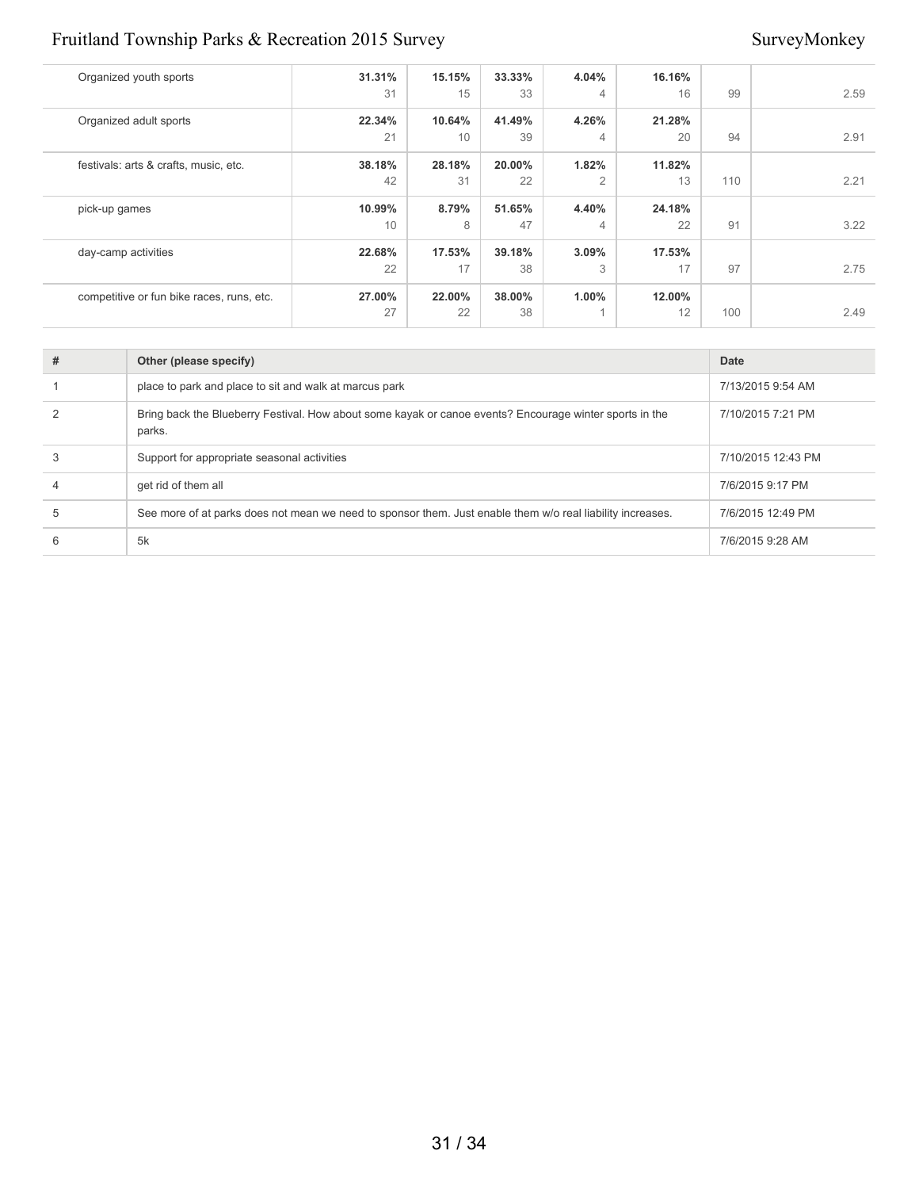| | | | | | | | |
|---|---|---|---|---|---|---|---|
| Organized youth sports | **31.31%** 31 | **15.15%** 15 | **33.33%** 33 | **4.04%** 4 | **16.16%** 16 | 99 | 2.59 |
| Organized adult sports | **22.34%** 21 | **10.64%** 10 | **41.49%** 39 | **4.26%** 4 | **21.28%** 20 | 94 | 2.91 |
| festivals: arts & crafts, music, etc. | **38.18%** 42 | **28.18%** 31 | **20.00%** 22 | **1.82%** 2 | **11.82%** 13 | 110 | 2.21 |
| pick-up games | **10.99%** 10 | **8.79%** 8 | **51.65%** 47 | **4.40%** 4 | **24.18%** 22 | 91 | 3.22 |
| day-camp activities | **22.68%** 22 | **17.53%** 17 | **39.18%** 38 | **3.09%** 3 | **17.53%** 17 | 97 | 2.75 |
| competitive or fun bike races, runs, etc. | **27.00%** 27 | **22.00%** 22 | **38.00%** 38 | **1.00%** 1 | **12.00%** 12 | 100 | 2.49 |

| # | Other (please specify) | Date |
|---|---|---|
| 1 | place to park and place to sit and walk at marcus park | 7/13/2015 9:54 AM |
| 2 | Bring back the Blueberry Festival. How about some kayak or canoe events? Encourage winter sports in the parks. | 7/10/2015 7:21 PM |
| 3 | Support for appropriate seasonal activities | 7/10/2015 12:43 PM |
| 4 | get rid of them all | 7/6/2015 9:17 PM |
| 5 | See more of at parks does not mean we need to sponsor them. Just enable them w/o real liability increases. | 7/6/2015 12:49 PM |
| 6 | 5k | 7/6/2015 9:28 AM |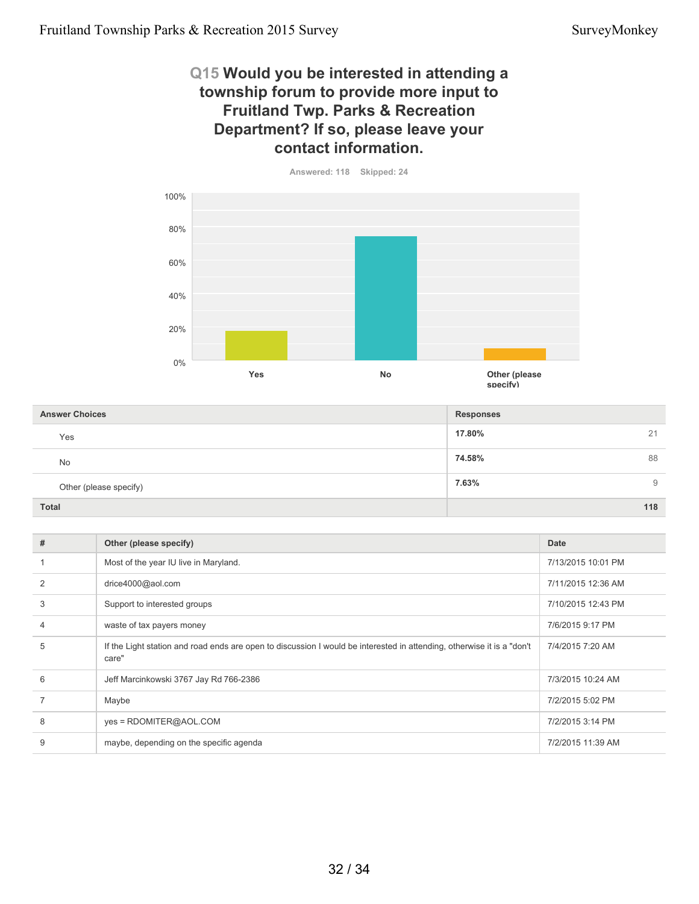## Q15 Would you be interested in attending a township forum to provide more input to Fruitland Twp. Parks & Recreation Department? If so, please leave your contact information.

Answered: 118 Skipped: 24

| Answer Choices | Responses | |
|---|---|---|
| Yes | 17.80% | 21 |
| No | 74.58% | 88 |
| Other (please specify) | 7.63% | 9 |
| **Total** | | **118** |

| # | Other (please specify) | Date |
|---|---|---|
| 1 | Most of the year IU live in Maryland. | 7/13/2015 10:01 PM |
| 2 | drice4000@aol.com | 7/11/2015 12:36 AM |
| 3 | Support to interested groups | 7/10/2015 12:43 PM |
| 4 | waste of tax payers money | 7/6/2015 9:17 PM |
| 5 | If the Light station and road ends are open to discussion I would be interested in attending, otherwise it is a "don't care" | 7/4/2015 7:20 AM |
| 6 | Jeff Marcinkowski 3767 Jay Rd 766-2386 | 7/3/2015 10:24 AM |
| 7 | Maybe | 7/2/2015 5:02 PM |
| 8 | yes = RDOMITER@AOL.COM | 7/2/2015 3:14 PM |
| 9 | maybe, depending on the specific agenda | 7/2/2015 11:39 AM |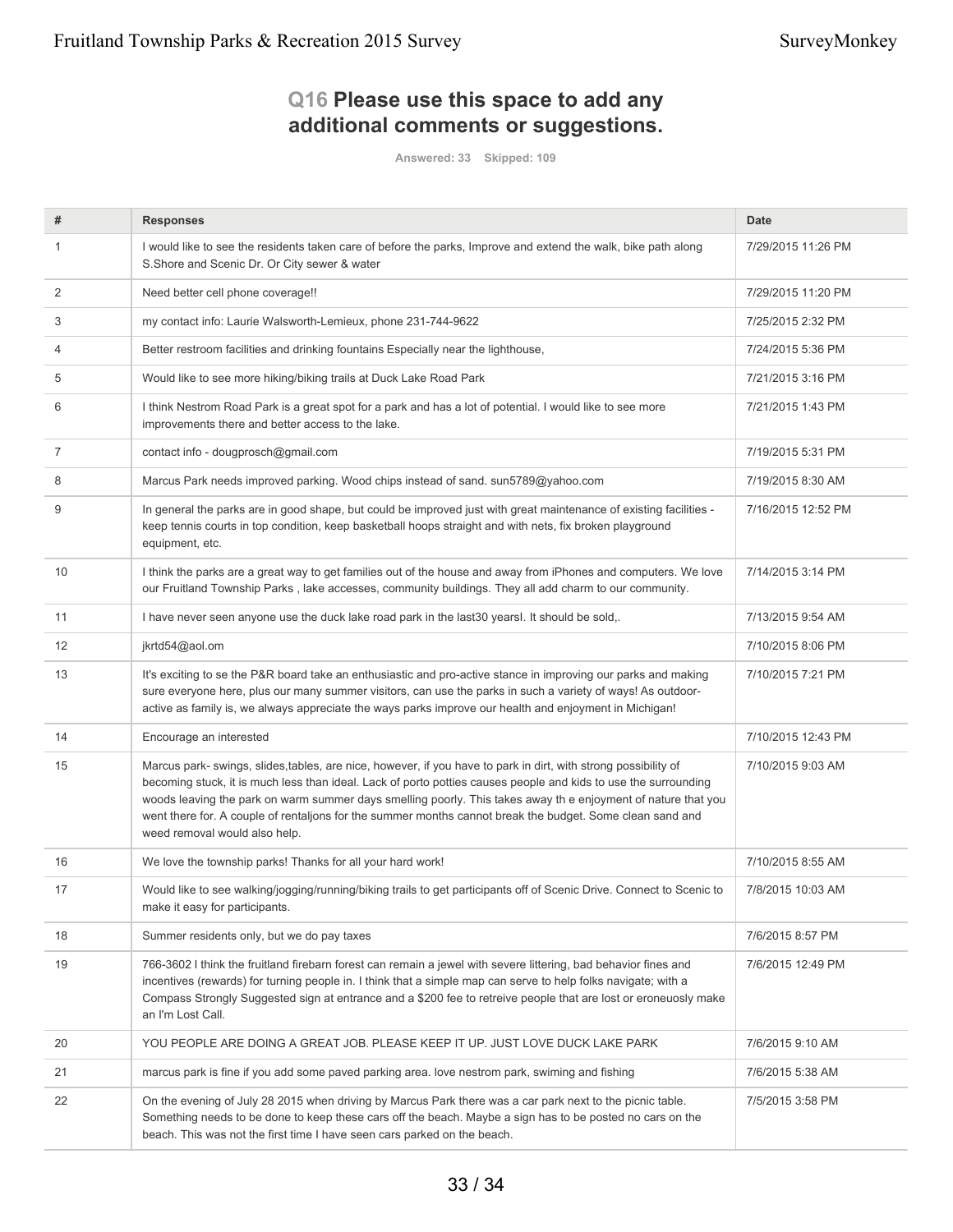## Q16 Please use this space to add any additional comments or suggestions.

Answered: 33 Skipped: 109

| # | Responses | Date |
|---|---|---|
| 1 | I would like to see the residents taken care of before the parks, Improve and extend the walk, bike path along S.Shore and Scenic Dr. Or City sewer & water | 7/29/2015 11:26 PM |
| 2 | Need better cell phone coverage!! | 7/29/2015 11:20 PM |
| 3 | my contact info: Laurie Walsworth-Lemieux, phone 231-744-9622 | 7/25/2015 2:32 PM |
| 4 | Better restroom facilities and drinking fountains Especially near the lighthouse, | 7/24/2015 5:36 PM |
| 5 | Would like to see more hiking/biking trails at Duck Lake Road Park | 7/21/2015 3:16 PM |
| 6 | I think Nestrom Road Park is a great spot for a park and has a lot of potential. I would like to see more improvements there and better access to the lake. | 7/21/2015 1:43 PM |
| 7 | contact info - dougprosch@gmail.com | 7/19/2015 5:31 PM |
| 8 | Marcus Park needs improved parking. Wood chips instead of sand. sun5789@yahoo.com | 7/19/2015 8:30 AM |
| 9 | In general the parks are in good shape, but could be improved just with great maintenance of existing facilities - keep tennis courts in top condition, keep basketball hoops straight and with nets, fix broken playground equipment, etc. | 7/16/2015 12:52 PM |
| 10 | I think the parks are a great way to get families out of the house and away from iPhones and computers. We love our Fruitland Township Parks , lake accesses, community buildings. They all add charm to our community. | 7/14/2015 3:14 PM |
| 11 | I have never seen anyone use the duck lake road park in the last30 yearsI. It should be sold,. | 7/13/2015 9:54 AM |
| 12 | jkrtd54@aol.om | 7/10/2015 8:06 PM |
| 13 | It's exciting to se the P&R board take an enthusiastic and pro-active stance in improving our parks and making sure everyone here, plus our many summer visitors, can use the parks in such a variety of ways! As outdoor-active as family is, we always appreciate the ways parks improve our health and enjoyment in Michigan! | 7/10/2015 7:21 PM |
| 14 | Encourage an interested | 7/10/2015 12:43 PM |
| 15 | Marcus park- swings, slides,tables, are nice, however, if you have to park in dirt, with strong possibility of becoming stuck, it is much less than ideal. Lack of porto potties causes people and kids to use the surrounding woods leaving the park on warm summer days smelling poorly. This takes away th e enjoyment of nature that you went there for. A couple of rentaljons for the summer months cannot break the budget. Some clean sand and weed removal would also help. | 7/10/2015 9:03 AM |
| 16 | We love the township parks! Thanks for all your hard work! | 7/10/2015 8:55 AM |
| 17 | Would like to see walking/jogging/running/biking trails to get participants off of Scenic Drive. Connect to Scenic to make it easy for participants. | 7/8/2015 10:03 AM |
| 18 | Summer residents only, but we do pay taxes | 7/6/2015 8:57 PM |
| 19 | 766-3602 I think the fruitland firebarn forest can remain a jewel with severe littering, bad behavior fines and incentives (rewards) for turning people in. I think that a simple map can serve to help folks navigate; with a Compass Strongly Suggested sign at entrance and a $200 fee to retreive people that are lost or eroneuosly make an I'm Lost Call. | 7/6/2015 12:49 PM |
| 20 | YOU PEOPLE ARE DOING A GREAT JOB. PLEASE KEEP IT UP. JUST LOVE DUCK LAKE PARK | 7/6/2015 9:10 AM |
| 21 | marcus park is fine if you add some paved parking area. love nestrom park, swiming and fishing | 7/6/2015 5:38 AM |
| 22 | On the evening of July 28 2015 when driving by Marcus Park there was a car park next to the picnic table. Something needs to be done to keep these cars off the beach. Maybe a sign has to be posted no cars on the beach. This was not the first time I have seen cars parked on the beach. | 7/5/2015 3:58 PM |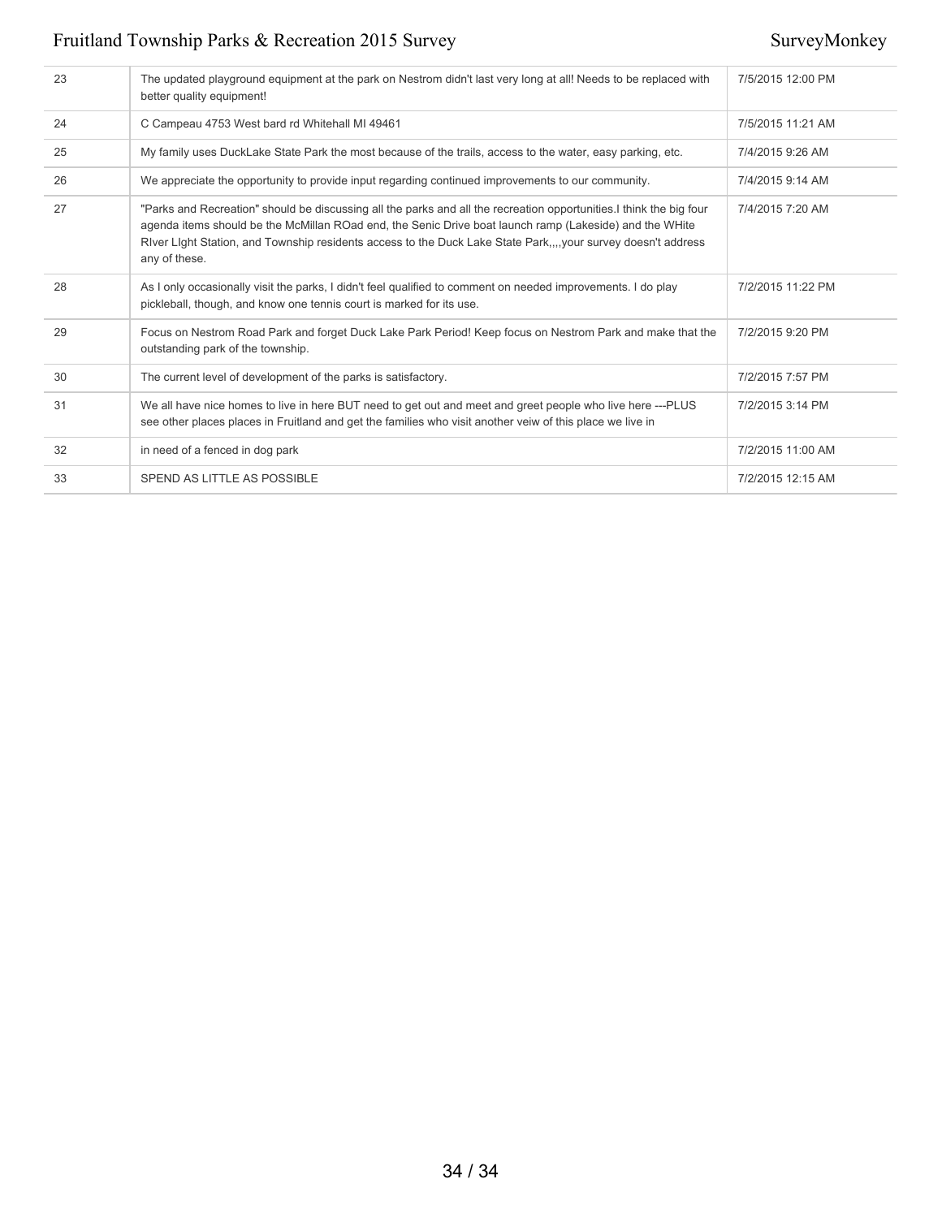| | | |
|---|---|---|
| 23 | The updated playground equipment at the park on Nestrom didn't last very long at all! Needs to be replaced with better quality equipment! | 7/5/2015 12:00 PM |
| 24 | C Campeau 4753 West bard rd Whitehall MI 49461 | 7/5/2015 11:21 AM |
| 25 | My family uses DuckLake State Park the most because of the trails, access to the water, easy parking, etc. | 7/4/2015 9:26 AM |
| 26 | We appreciate the opportunity to provide input regarding continued improvements to our community. | 7/4/2015 9:14 AM |
| 27 | "Parks and Recreation" should be discussing all the parks and all the recreation opportunities.I think the big four agenda items should be the McMillan ROad end, the Senic Drive boat launch ramp (Lakeside) and the WHite RIver LIght Station, and Township residents access to the Duck Lake State Park,,,,your survey doesn't address any of these. | 7/4/2015 7:20 AM |
| 28 | As I only occasionally visit the parks, I didn't feel qualified to comment on needed improvements. I do play pickleball, though, and know one tennis court is marked for its use. | 7/2/2015 11:22 PM |
| 29 | Focus on Nestrom Road Park and forget Duck Lake Park Period! Keep focus on Nestrom Park and make that the outstanding park of the township. | 7/2/2015 9:20 PM |
| 30 | The current level of development of the parks is satisfactory. | 7/2/2015 7:57 PM |
| 31 | We all have nice homes to live in here BUT need to get out and meet and greet people who live here ---PLUS see other places places in Fruitland and get the families who visit another veiw of this place we live in | 7/2/2015 3:14 PM |
| 32 | in need of a fenced in dog park | 7/2/2015 11:00 AM |
| 33 | SPEND AS LITTLE AS POSSIBLE | 7/2/2015 12:15 AM |